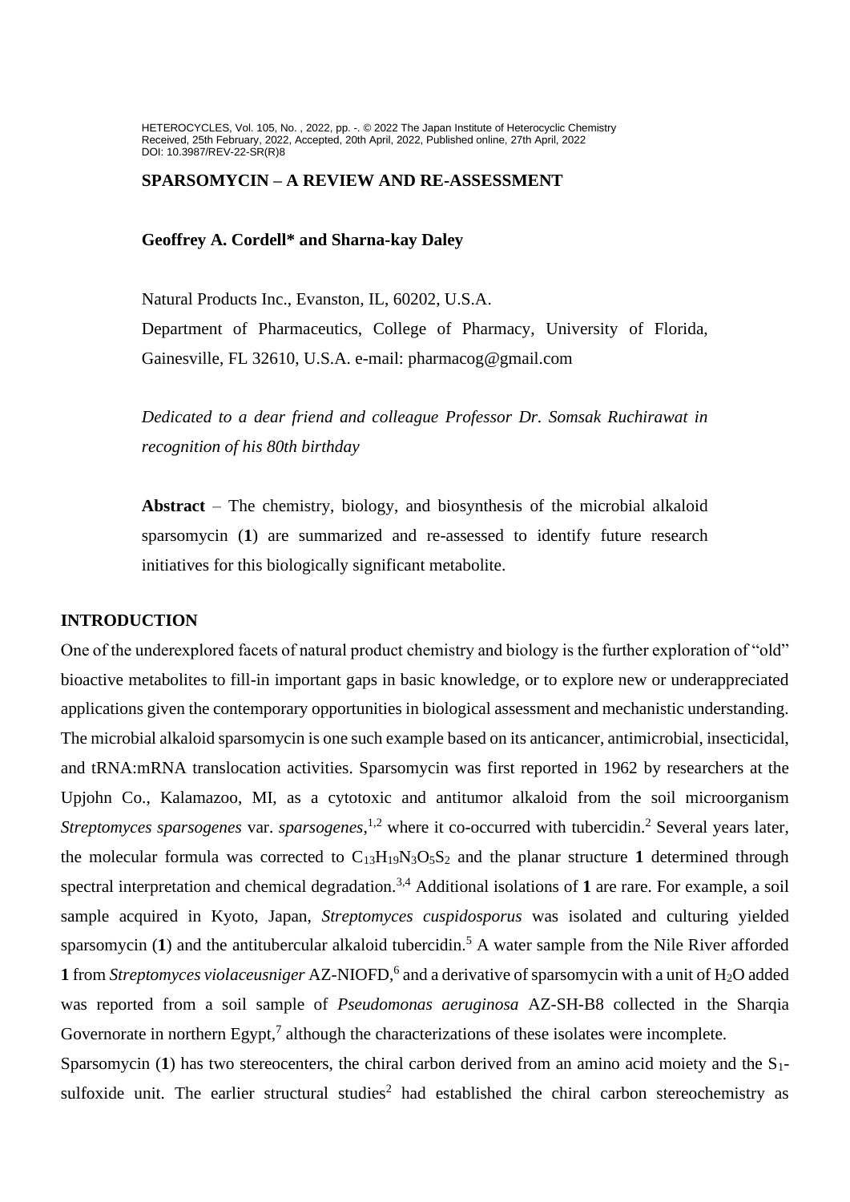HETEROCYCLES, Vol. 105, No. , 2022, pp. -. © 2022 The Japan Institute of Heterocyclic Chemistry
Received, 25th February, 2022, Accepted, 20th April, 2022, Published online, 27th April, 2022
DOI: 10.3987/REV-22-SR(R)8

# SPARSOMYCIN – A REVIEW AND RE-ASSESSMENT

**Geoffrey A. Cordell* and Sharna-kay Daley**

Natural Products Inc., Evanston, IL, 60202, U.S.A.
Department of Pharmaceutics, College of Pharmacy, University of Florida, Gainesville, FL 32610, U.S.A. e-mail: pharmacog@gmail.com

*Dedicated to a dear friend and colleague Professor Dr. Somsak Ruchirawat in recognition of his 80th birthday*

**Abstract** – The chemistry, biology, and biosynthesis of the microbial alkaloid sparsomycin (**1**) are summarized and re-assessed to identify future research initiatives for this biologically significant metabolite.

## INTRODUCTION

One of the underexplored facets of natural product chemistry and biology is the further exploration of "old" bioactive metabolites to fill-in important gaps in basic knowledge, or to explore new or underappreciated applications given the contemporary opportunities in biological assessment and mechanistic understanding. The microbial alkaloid sparsomycin is one such example based on its anticancer, antimicrobial, insecticidal, and tRNA:mRNA translocation activities. Sparsomycin was first reported in 1962 by researchers at the Upjohn Co., Kalamazoo, MI, as a cytotoxic and antitumor alkaloid from the soil microorganism *Streptomyces sparsogenes* var. *sparsogenes*,[1,2] where it co-occurred with tubercidin.[2] Several years later, the molecular formula was corrected to $C_{13}H_{19}N_3O_5S_2$ and the planar structure **1** determined through spectral interpretation and chemical degradation.[3,4] Additional isolations of **1** are rare. For example, a soil sample acquired in Kyoto, Japan, *Streptomyces cuspidosporus* was isolated and culturing yielded sparsomycin (**1**) and the antitubercular alkaloid tubercidin.[5] A water sample from the Nile River afforded **1** from *Streptomyces violaceusniger* AZ-NIOFD,[6] and a derivative of sparsomycin with a unit of $H_2O$ added was reported from a soil sample of *Pseudomonas aeruginosa* AZ-SH-B8 collected in the Sharqia Governorate in northern Egypt,[7] although the characterizations of these isolates were incomplete.

Sparsomycin (**1**) has two stereocenters, the chiral carbon derived from an amino acid moiety and the $S_1$-sulfoxide unit. The earlier structural studies[2] had established the chiral carbon stereochemistry as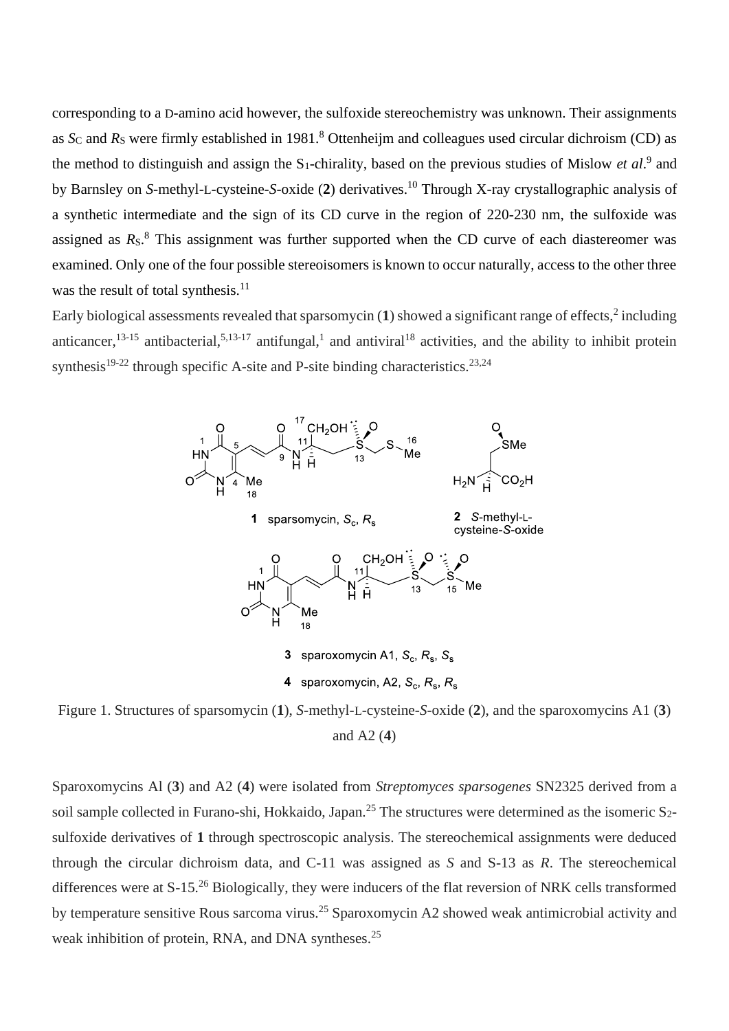corresponding to a D-amino acid however, the sulfoxide stereochemistry was unknown. Their assignments as $S_C$ and $R_S$ were firmly established in 1981.[8] Ottenheijm and colleagues used circular dichroism (CD) as the method to distinguish and assign the $S_1$-chirality, based on the previous studies of Mislow *et al*.[9] and by Barnsley on *S*-methyl-L-cysteine-*S*-oxide (**2**) derivatives.[10] Through X-ray crystallographic analysis of a synthetic intermediate and the sign of its CD curve in the region of 220-230 nm, the sulfoxide was assigned as $R_S$.[8] This assignment was further supported when the CD curve of each diastereomer was examined. Only one of the four possible stereoisomers is known to occur naturally, access to the other three was the result of total synthesis.[11]

Early biological assessments revealed that sparsomycin (**1**) showed a significant range of effects,[2] including anticancer,[13-15] antibacterial,[5,13-17] antifungal,[1] and antiviral[18] activities, and the ability to inhibit protein synthesis[19-22] through specific A-site and P-site binding characteristics.[23,24]

Figure 1. Structures of sparsomycin (**1**), *S*-methyl-L-cysteine-*S*-oxide (**2**), and the sparoxomycins A1 (**3**) and A2 (**4**)

Sparoxomycins Al (**3**) and A2 (**4**) were isolated from *Streptomyces sparsogenes* SN2325 derived from a soil sample collected in Furano-shi, Hokkaido, Japan.[25] The structures were determined as the isomeric $S_2$-sulfoxide derivatives of **1** through spectroscopic analysis. The stereochemical assignments were deduced through the circular dichroism data, and C-11 was assigned as *S* and S-13 as *R*. The stereochemical differences were at S-15.[26] Biologically, they were inducers of the flat reversion of NRK cells transformed by temperature sensitive Rous sarcoma virus.[25] Sparoxomycin A2 showed weak antimicrobial activity and weak inhibition of protein, RNA, and DNA syntheses.[25]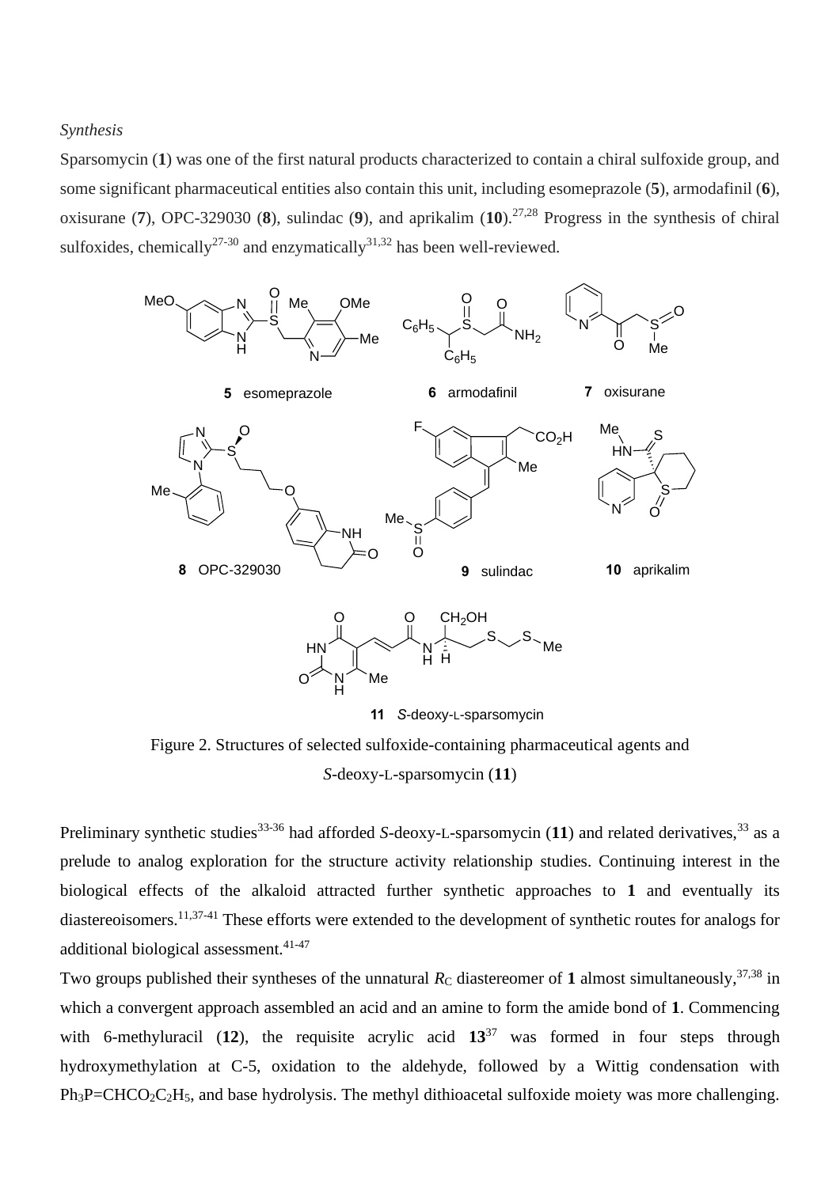*Synthesis*

Sparsomycin (**1**) was one of the first natural products characterized to contain a chiral sulfoxide group, and some significant pharmaceutical entities also contain this unit, including esomeprazole (**5**), armodafinil (**6**), oxisurane (**7**), OPC-329030 (**8**), sulindac (**9**), and aprikalim (**10**).[27,28] Progress in the synthesis of chiral sulfoxides, chemically[27-30] and enzymatically[31,32] has been well-reviewed.

Figure 2. Structures of selected sulfoxide-containing pharmaceutical agents and *S*-deoxy-L-sparsomycin (**11**)

Preliminary synthetic studies[33-36] had afforded *S*-deoxy-L-sparsomycin (**11**) and related derivatives,[33] as a prelude to analog exploration for the structure activity relationship studies. Continuing interest in the biological effects of the alkaloid attracted further synthetic approaches to **1** and eventually its diastereoisomers.[11,37-41] These efforts were extended to the development of synthetic routes for analogs for additional biological assessment.[41-47]

Two groups published their syntheses of the unnatural $R_C$ diastereomer of **1** almost simultaneously,[37,38] in which a convergent approach assembled an acid and an amine to form the amide bond of **1**. Commencing with 6-methyluracil (**12**), the requisite acrylic acid **13**[37] was formed in four steps through hydroxymethylation at C-5, oxidation to the aldehyde, followed by a Wittig condensation with $Ph_3P{=}CHCO_2C_2H_5$, and base hydrolysis. The methyl dithioacetal sulfoxide moiety was more challenging.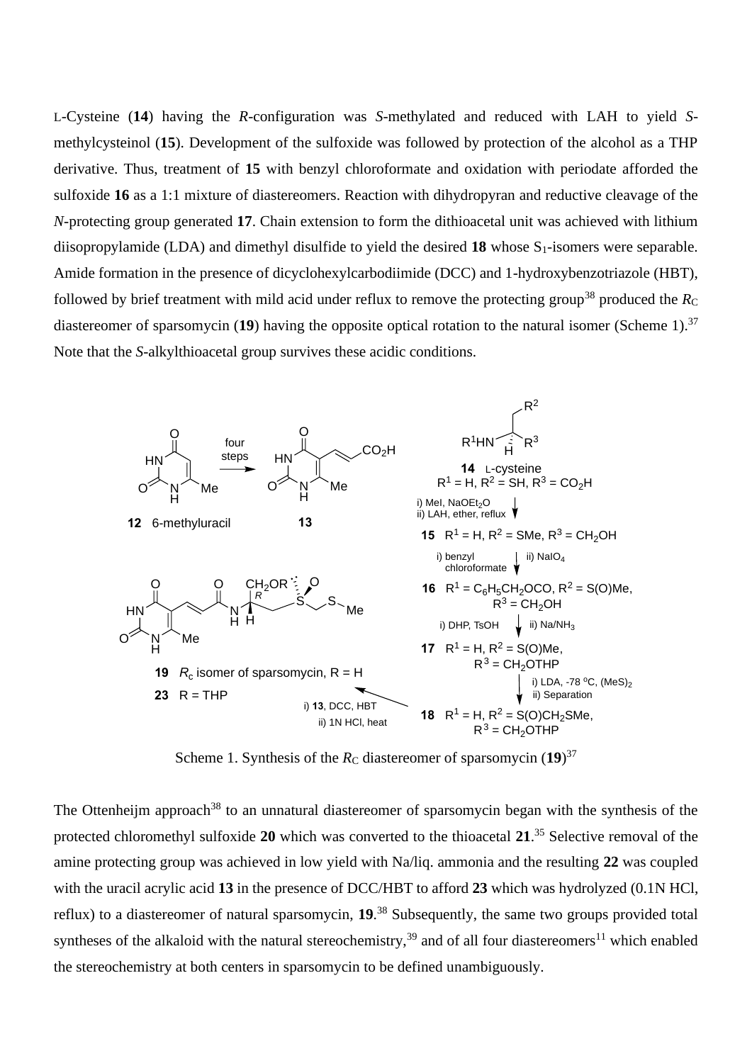L-Cysteine (**14**) having the *R*-configuration was *S*-methylated and reduced with LAH to yield *S*-methylcysteinol (**15**). Development of the sulfoxide was followed by protection of the alcohol as a THP derivative. Thus, treatment of **15** with benzyl chloroformate and oxidation with periodate afforded the sulfoxide **16** as a 1:1 mixture of diastereomers. Reaction with dihydropyran and reductive cleavage of the *N*-protecting group generated **17**. Chain extension to form the dithioacetal unit was achieved with lithium diisopropylamide (LDA) and dimethyl disulfide to yield the desired **18** whose $S_1$-isomers were separable. Amide formation in the presence of dicyclohexylcarbodiimide (DCC) and 1-hydroxybenzotriazole (HBT), followed by brief treatment with mild acid under reflux to remove the protecting group[38] produced the $R_C$ diastereomer of sparsomycin (**19**) having the opposite optical rotation to the natural isomer (Scheme 1).[37] Note that the *S*-alkylthioacetal group survives these acidic conditions.

Scheme 1. Synthesis of the $R_C$ diastereomer of sparsomycin (**19**)[37]

The Ottenheijm approach[38] to an unnatural diastereomer of sparsomycin began with the synthesis of the protected chloromethyl sulfoxide **20** which was converted to the thioacetal **21**.[35] Selective removal of the amine protecting group was achieved in low yield with Na/liq. ammonia and the resulting **22** was coupled with the uracil acrylic acid **13** in the presence of DCC/HBT to afford **23** which was hydrolyzed (0.1N HCl, reflux) to a diastereomer of natural sparsomycin, **19**.[38] Subsequently, the same two groups provided total syntheses of the alkaloid with the natural stereochemistry,[39] and of all four diastereomers[11] which enabled the stereochemistry at both centers in sparsomycin to be defined unambiguously.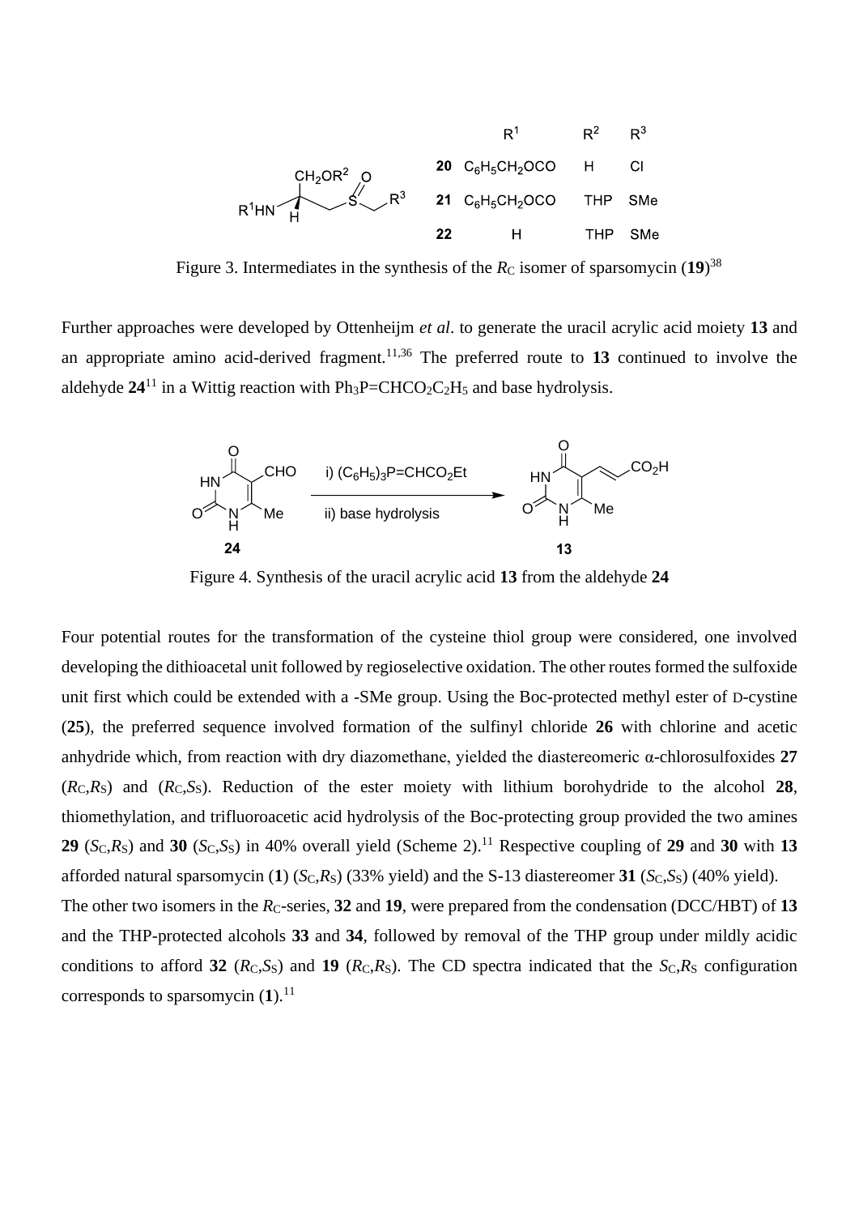| | $R^1$ | $R^2$ | $R^3$ |
|---|---|---|---|
| **20** | $C_6H_5CH_2OCO$ | H | Cl |
| **21** | $C_6H_5CH_2OCO$ | THP | SMe |
| **22** | H | THP | SMe |

Figure 3. Intermediates in the synthesis of the $R_C$ isomer of sparsomycin (**19**)[38]

Further approaches were developed by Ottenheijm *et al*. to generate the uracil acrylic acid moiety **13** and an appropriate amino acid-derived fragment.[11,36] The preferred route to **13** continued to involve the aldehyde **24**[11] in a Wittig reaction with $Ph_3P{=}CHCO_2C_2H_5$ and base hydrolysis.

i) $(C_6H_5)_3P{=}CHCO_2Et$
ii) base hydrolysis

Figure 4. Synthesis of the uracil acrylic acid **13** from the aldehyde **24**

Four potential routes for the transformation of the cysteine thiol group were considered, one involved developing the dithioacetal unit followed by regioselective oxidation. The other routes formed the sulfoxide unit first which could be extended with a -SMe group. Using the Boc-protected methyl ester of D-cystine (**25**), the preferred sequence involved formation of the sulfinyl chloride **26** with chlorine and acetic anhydride which, from reaction with dry diazomethane, yielded the diastereomeric α-chlorosulfoxides **27** ($R_C$,$R_S$) and ($R_C$,$S_S$). Reduction of the ester moiety with lithium borohydride to the alcohol **28**, thiomethylation, and trifluoroacetic acid hydrolysis of the Boc-protecting group provided the two amines **29** ($S_C$,$R_S$) and **30** ($S_C$,$S_S$) in 40% overall yield (Scheme 2).[11] Respective coupling of **29** and **30** with **13** afforded natural sparsomycin (**1**) ($S_C$,$R_S$) (33% yield) and the S-13 diastereomer **31** ($S_C$,$S_S$) (40% yield).
The other two isomers in the $R_C$-series, **32** and **19**, were prepared from the condensation (DCC/HBT) of **13** and the THP-protected alcohols **33** and **34**, followed by removal of the THP group under mildly acidic conditions to afford **32** ($R_C$,$S_S$) and **19** ($R_C$,$R_S$). The CD spectra indicated that the $S_C$,$R_S$ configuration corresponds to sparsomycin (**1**).[11]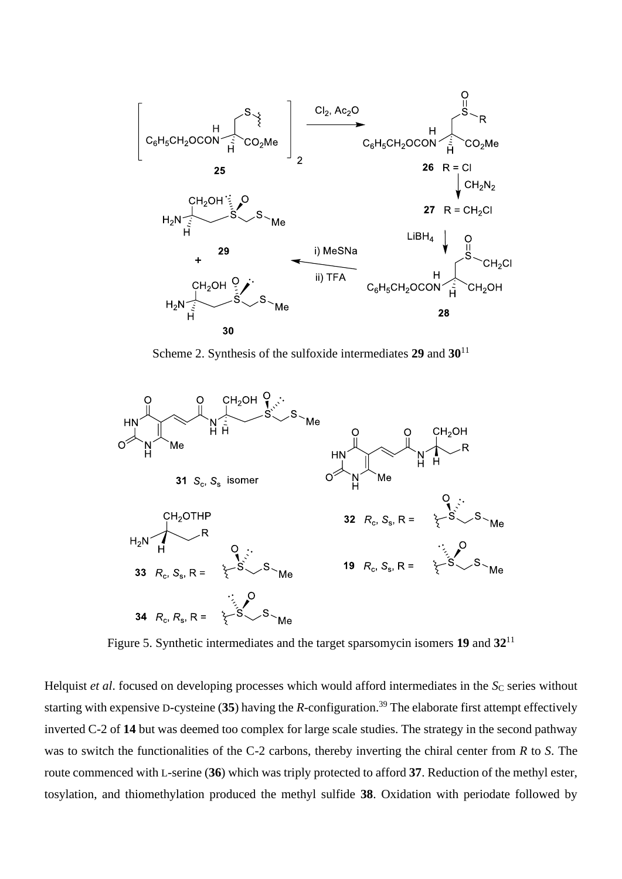Scheme 2. Synthesis of the sulfoxide intermediates **29** and **30**[11]

Figure 5. Synthetic intermediates and the target sparsomycin isomers **19** and **32**[11]

Helquist *et al*. focused on developing processes which would afford intermediates in the $S_C$ series without starting with expensive D-cysteine (**35**) having the *R*-configuration.[39] The elaborate first attempt effectively inverted C-2 of **14** but was deemed too complex for large scale studies. The strategy in the second pathway was to switch the functionalities of the C-2 carbons, thereby inverting the chiral center from *R* to *S*. The route commenced with L-serine (**36**) which was triply protected to afford **37**. Reduction of the methyl ester, tosylation, and thiomethylation produced the methyl sulfide **38**. Oxidation with periodate followed by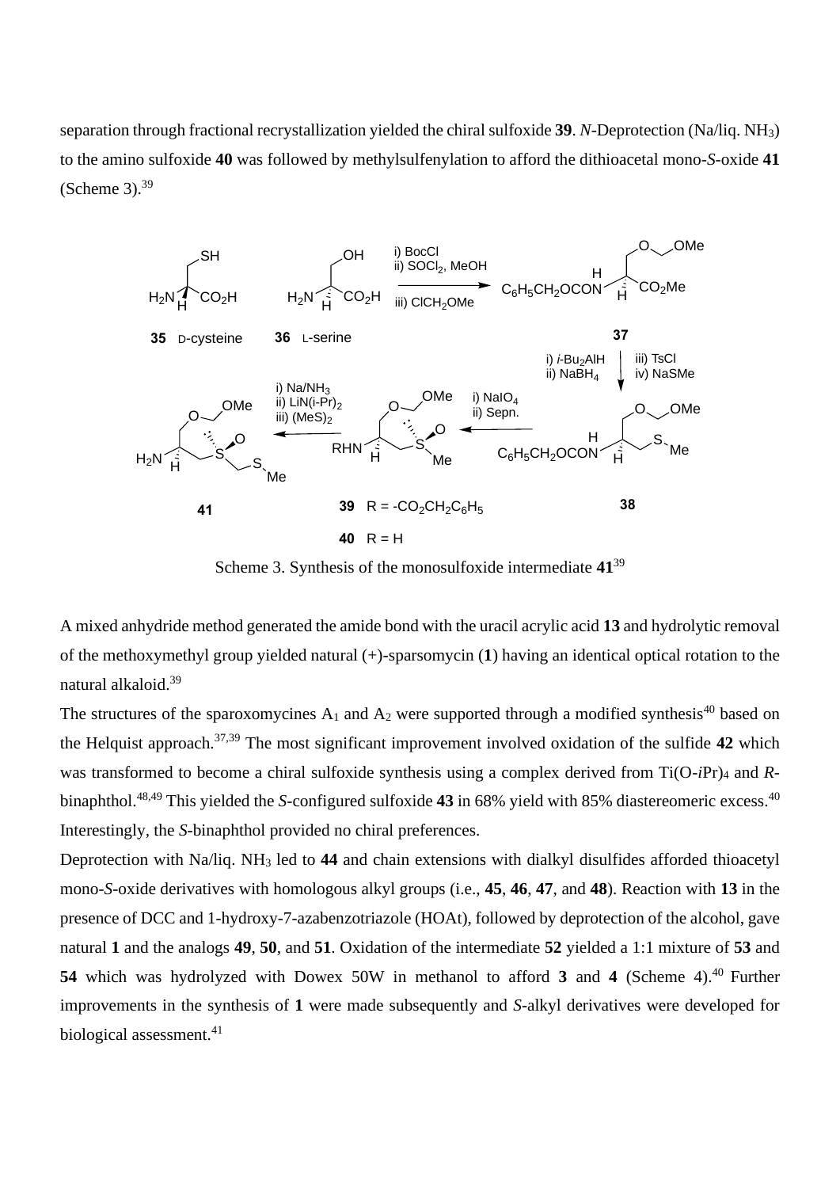separation through fractional recrystallization yielded the chiral sulfoxide **39**. *N*-Deprotection (Na/liq. $NH_3$) to the amino sulfoxide **40** was followed by methylsulfenylation to afford the dithioacetal mono-*S*-oxide **41** (Scheme 3).[39]

Scheme 3. Synthesis of the monosulfoxide intermediate **41**[39]

A mixed anhydride method generated the amide bond with the uracil acrylic acid **13** and hydrolytic removal of the methoxymethyl group yielded natural (+)-sparsomycin (**1**) having an identical optical rotation to the natural alkaloid.[39]

The structures of the sparoxomycines $A_1$ and $A_2$ were supported through a modified synthesis[40] based on the Helquist approach.[37,39] The most significant improvement involved oxidation of the sulfide **42** which was transformed to become a chiral sulfoxide synthesis using a complex derived from Ti(O-*i*Pr)$_4$ and *R*-binaphthol.[48,49] This yielded the *S*-configured sulfoxide **43** in 68% yield with 85% diastereomeric excess.[40] Interestingly, the *S*-binaphthol provided no chiral preferences.

Deprotection with Na/liq. $NH_3$ led to **44** and chain extensions with dialkyl disulfides afforded thioacetyl mono-*S*-oxide derivatives with homologous alkyl groups (i.e., **45**, **46**, **47**, and **48**). Reaction with **13** in the presence of DCC and 1-hydroxy-7-azabenzotriazole (HOAt), followed by deprotection of the alcohol, gave natural **1** and the analogs **49**, **50**, and **51**. Oxidation of the intermediate **52** yielded a 1:1 mixture of **53** and **54** which was hydrolyzed with Dowex 50W in methanol to afford **3** and **4** (Scheme 4).[40] Further improvements in the synthesis of **1** were made subsequently and *S*-alkyl derivatives were developed for biological assessment.[41]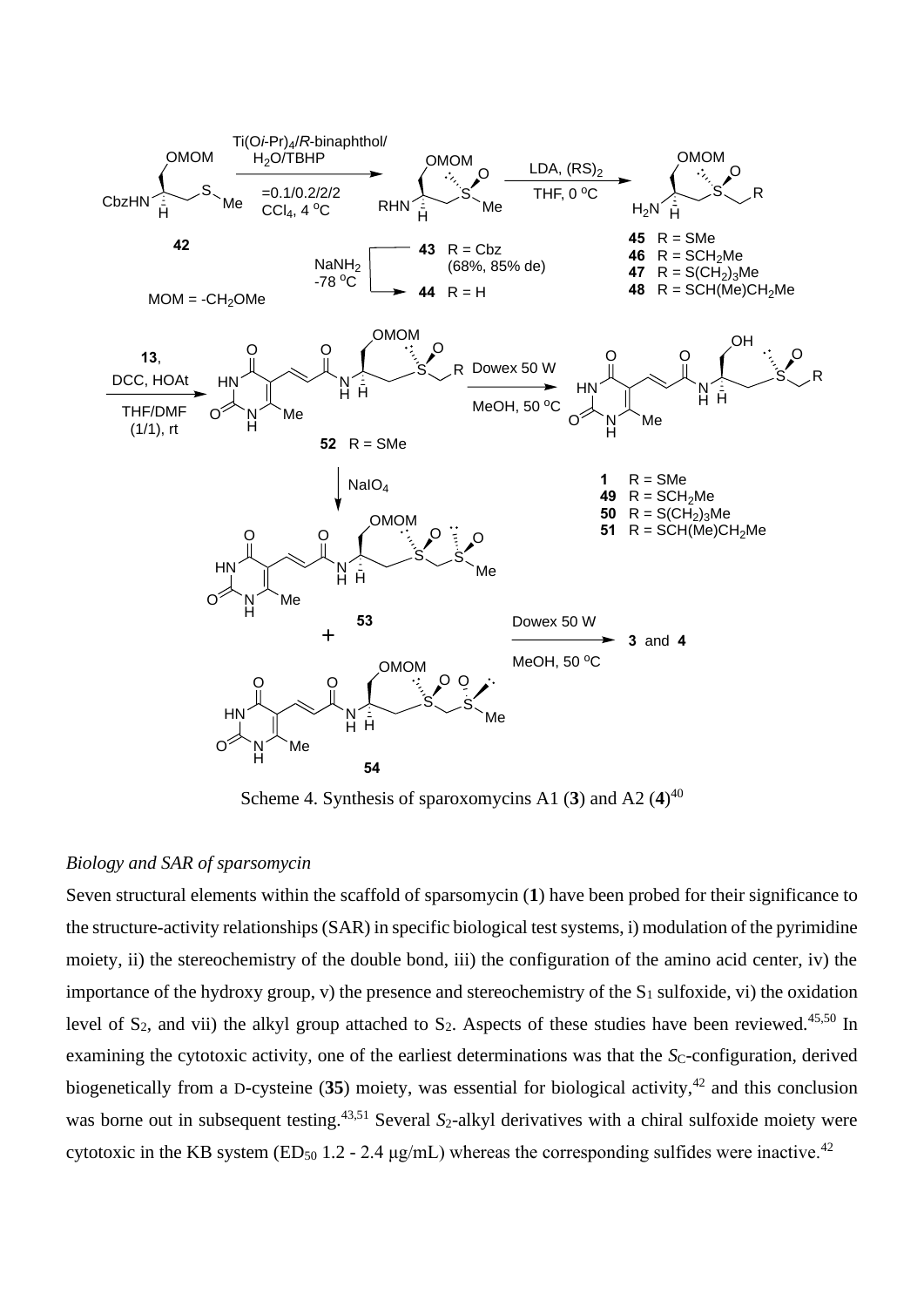Scheme 4. Synthesis of sparoxomycins A1 (**3**) and A2 (**4**)[40]

*Biology and SAR of sparsomycin*

Seven structural elements within the scaffold of sparsomycin (**1**) have been probed for their significance to the structure-activity relationships (SAR) in specific biological test systems, i) modulation of the pyrimidine moiety, ii) the stereochemistry of the double bond, iii) the configuration of the amino acid center, iv) the importance of the hydroxy group, v) the presence and stereochemistry of the $S_1$ sulfoxide, vi) the oxidation level of $S_2$, and vii) the alkyl group attached to $S_2$. Aspects of these studies have been reviewed.[45,50] In examining the cytotoxic activity, one of the earliest determinations was that the $S_C$-configuration, derived biogenetically from a D-cysteine (**35**) moiety, was essential for biological activity,[42] and this conclusion was borne out in subsequent testing.[43,51] Several $S_2$-alkyl derivatives with a chiral sulfoxide moiety were cytotoxic in the KB system ($ED_{50}$ 1.2 - 2.4 μg/mL) whereas the corresponding sulfides were inactive.[42]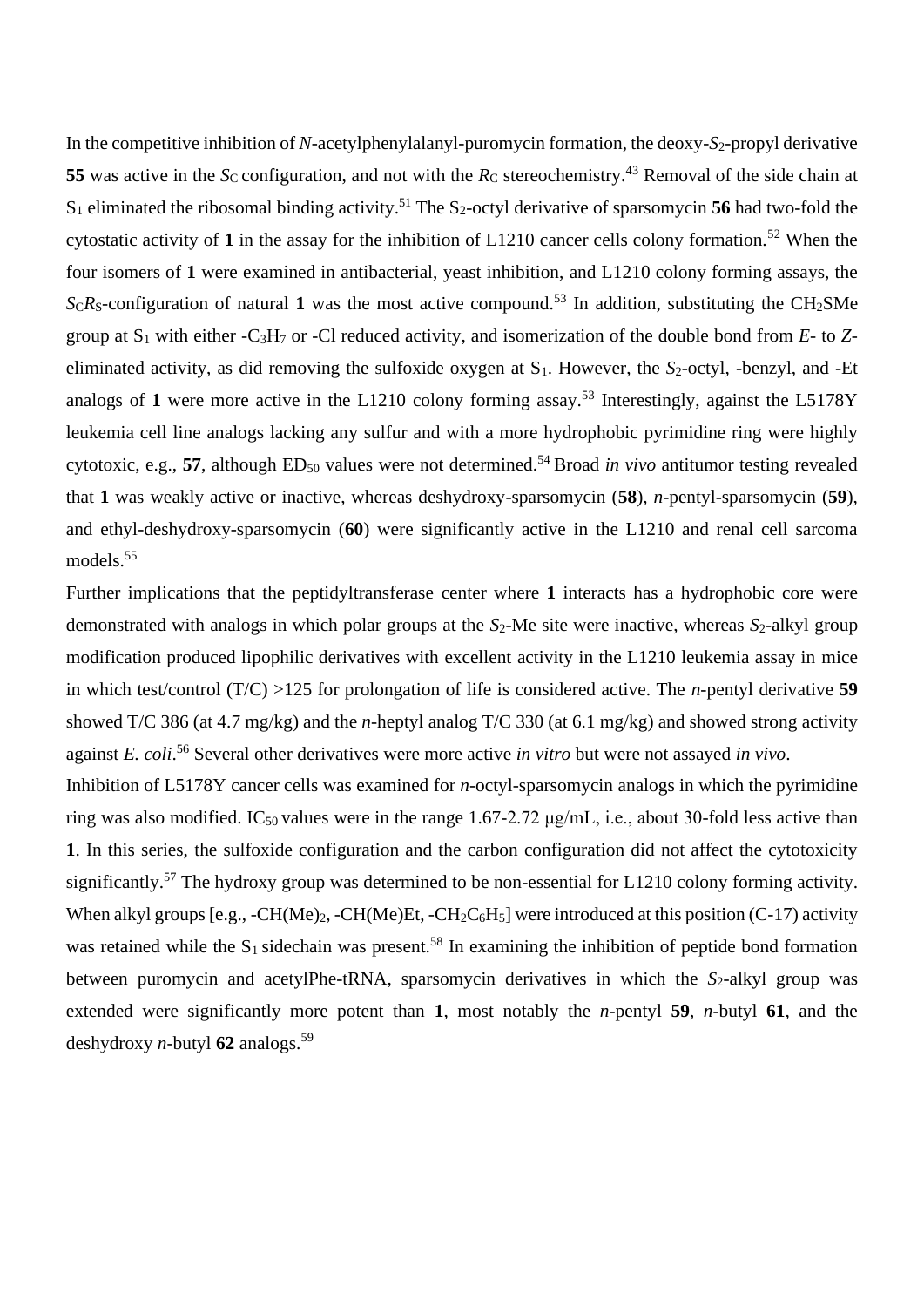In the competitive inhibition of *N*-acetylphenylalanyl-puromycin formation, the deoxy-$S_2$-propyl derivative **55** was active in the $S_C$ configuration, and not with the $R_C$ stereochemistry.[43] Removal of the side chain at $S_1$ eliminated the ribosomal binding activity.[51] The $S_2$-octyl derivative of sparsomycin **56** had two-fold the cytostatic activity of **1** in the assay for the inhibition of L1210 cancer cells colony formation.[52] When the four isomers of **1** were examined in antibacterial, yeast inhibition, and L1210 colony forming assays, the $S_CR_S$-configuration of natural **1** was the most active compound.[53] In addition, substituting the $CH_2SMe$ group at $S_1$ with either $-C_3H_7$ or -Cl reduced activity, and isomerization of the double bond from *E*- to *Z*- eliminated activity, as did removing the sulfoxide oxygen at $S_1$. However, the $S_2$-octyl, -benzyl, and -Et analogs of **1** were more active in the L1210 colony forming assay.[53] Interestingly, against the L5178Y leukemia cell line analogs lacking any sulfur and with a more hydrophobic pyrimidine ring were highly cytotoxic, e.g., **57**, although $ED_{50}$ values were not determined.[54] Broad *in vivo* antitumor testing revealed that **1** was weakly active or inactive, whereas deshydroxy-sparsomycin (**58**), *n*-pentyl-sparsomycin (**59**), and ethyl-deshydroxy-sparsomycin (**60**) were significantly active in the L1210 and renal cell sarcoma models.[55]

Further implications that the peptidyltransferase center where **1** interacts has a hydrophobic core were demonstrated with analogs in which polar groups at the $S_2$-Me site were inactive, whereas $S_2$-alkyl group modification produced lipophilic derivatives with excellent activity in the L1210 leukemia assay in mice in which test/control (T/C) >125 for prolongation of life is considered active. The *n*-pentyl derivative **59** showed T/C 386 (at 4.7 mg/kg) and the *n*-heptyl analog T/C 330 (at 6.1 mg/kg) and showed strong activity against *E. coli*.[56] Several other derivatives were more active *in vitro* but were not assayed *in vivo*.

Inhibition of L5178Y cancer cells was examined for *n*-octyl-sparsomycin analogs in which the pyrimidine ring was also modified. $IC_{50}$ values were in the range 1.67-2.72 μg/mL, i.e., about 30-fold less active than **1**. In this series, the sulfoxide configuration and the carbon configuration did not affect the cytotoxicity significantly.[57] The hydroxy group was determined to be non-essential for L1210 colony forming activity. When alkyl groups [e.g., $-CH(Me)_2$, -CH(Me)Et, $-CH_2C_6H_5$] were introduced at this position (C-17) activity was retained while the $S_1$ sidechain was present.[58] In examining the inhibition of peptide bond formation between puromycin and acetylPhe-tRNA, sparsomycin derivatives in which the $S_2$-alkyl group was extended were significantly more potent than **1**, most notably the *n*-pentyl **59**, *n*-butyl **61**, and the deshydroxy *n*-butyl **62** analogs.[59]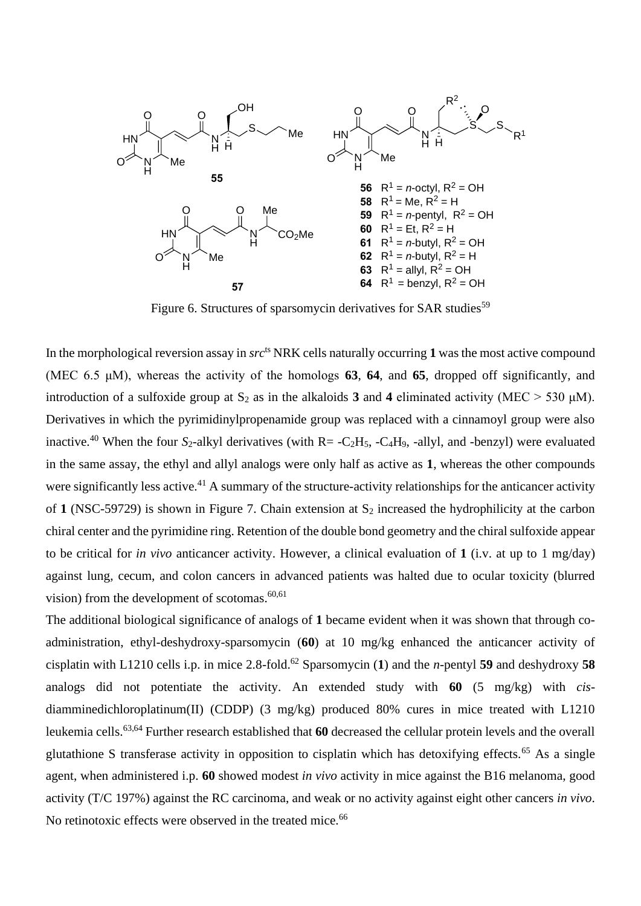Figure 6. Structures of sparsomycin derivatives for SAR studies[59]

In the morphological reversion assay in *src*[ts] NRK cells naturally occurring **1** was the most active compound (MEC 6.5 μM), whereas the activity of the homologs **63**, **64**, and **65**, dropped off significantly, and introduction of a sulfoxide group at $S_2$ as in the alkaloids **3** and **4** eliminated activity (MEC > 530 μM). Derivatives in which the pyrimidinylpropenamide group was replaced with a cinnamoyl group were also inactive.[40] When the four $S_2$-alkyl derivatives (with R= -$C_2H_5$, -$C_4H_9$, -allyl, and -benzyl) were evaluated in the same assay, the ethyl and allyl analogs were only half as active as **1**, whereas the other compounds were significantly less active.[41] A summary of the structure-activity relationships for the anticancer activity of **1** (NSC-59729) is shown in Figure 7. Chain extension at $S_2$ increased the hydrophilicity at the carbon chiral center and the pyrimidine ring. Retention of the double bond geometry and the chiral sulfoxide appear to be critical for *in vivo* anticancer activity. However, a clinical evaluation of **1** (i.v. at up to 1 mg/day) against lung, cecum, and colon cancers in advanced patients was halted due to ocular toxicity (blurred vision) from the development of scotomas.[60,61]

The additional biological significance of analogs of **1** became evident when it was shown that through co-administration, ethyl-deshydroxy-sparsomycin (**60**) at 10 mg/kg enhanced the anticancer activity of cisplatin with L1210 cells i.p. in mice 2.8-fold.[62] Sparsomycin (**1**) and the *n*-pentyl **59** and deshydroxy **58** analogs did not potentiate the activity. An extended study with **60** (5 mg/kg) with *cis*-diamminedichloroplatinum(II) (CDDP) (3 mg/kg) produced 80% cures in mice treated with L1210 leukemia cells.[63,64] Further research established that **60** decreased the cellular protein levels and the overall glutathione S transferase activity in opposition to cisplatin which has detoxifying effects.[65] As a single agent, when administered i.p. **60** showed modest *in vivo* activity in mice against the B16 melanoma, good activity (T/C 197%) against the RC carcinoma, and weak or no activity against eight other cancers *in vivo*. No retinotoxic effects were observed in the treated mice.[66]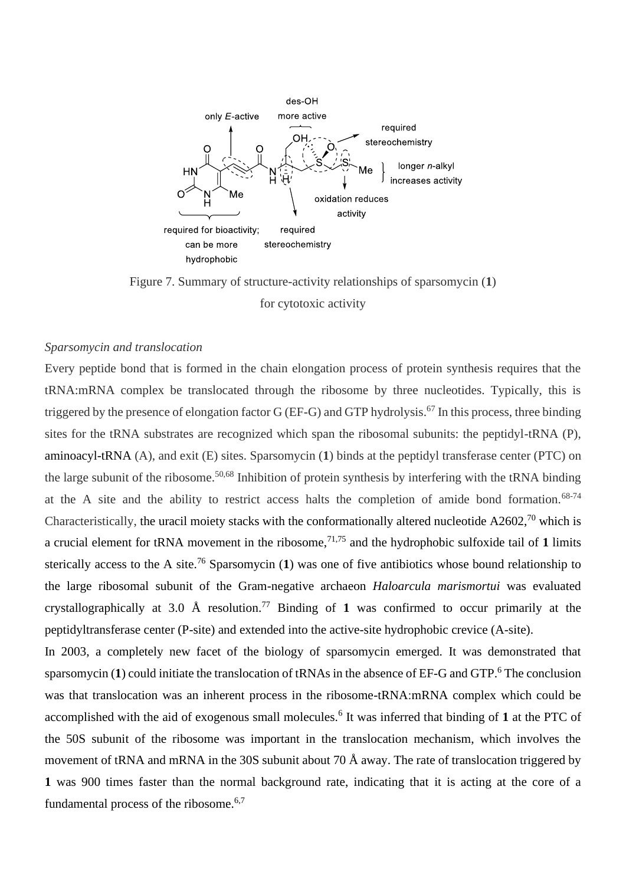Figure 7. Summary of structure-activity relationships of sparsomycin (**1**) for cytotoxic activity

*Sparsomycin and translocation*

Every peptide bond that is formed in the chain elongation process of protein synthesis requires that the tRNA:mRNA complex be translocated through the ribosome by three nucleotides. Typically, this is triggered by the presence of elongation factor G (EF-G) and GTP hydrolysis.[67] In this process, three binding sites for the tRNA substrates are recognized which span the ribosomal subunits: the peptidyl-tRNA (P), aminoacyl-tRNA (A), and exit (E) sites. Sparsomycin (**1**) binds at the peptidyl transferase center (PTC) on the large subunit of the ribosome.[50,68] Inhibition of protein synthesis by interfering with the tRNA binding at the A site and the ability to restrict access halts the completion of amide bond formation.[68-74] Characteristically, the uracil moiety stacks with the conformationally altered nucleotide A2602,[70] which is a crucial element for tRNA movement in the ribosome,[71,75] and the hydrophobic sulfoxide tail of **1** limits sterically access to the A site.[76] Sparsomycin (**1**) was one of five antibiotics whose bound relationship to the large ribosomal subunit of the Gram-negative archaeon *Haloarcula marismortui* was evaluated crystallographically at 3.0 Å resolution.[77] Binding of **1** was confirmed to occur primarily at the peptidyltransferase center (P-site) and extended into the active-site hydrophobic crevice (A-site).

In 2003, a completely new facet of the biology of sparsomycin emerged. It was demonstrated that sparsomycin (**1**) could initiate the translocation of tRNAs in the absence of EF-G and GTP.[6] The conclusion was that translocation was an inherent process in the ribosome-tRNA:mRNA complex which could be accomplished with the aid of exogenous small molecules.[6] It was inferred that binding of **1** at the PTC of the 50S subunit of the ribosome was important in the translocation mechanism, which involves the movement of tRNA and mRNA in the 30S subunit about 70 Å away. The rate of translocation triggered by **1** was 900 times faster than the normal background rate, indicating that it is acting at the core of a fundamental process of the ribosome.[6,7]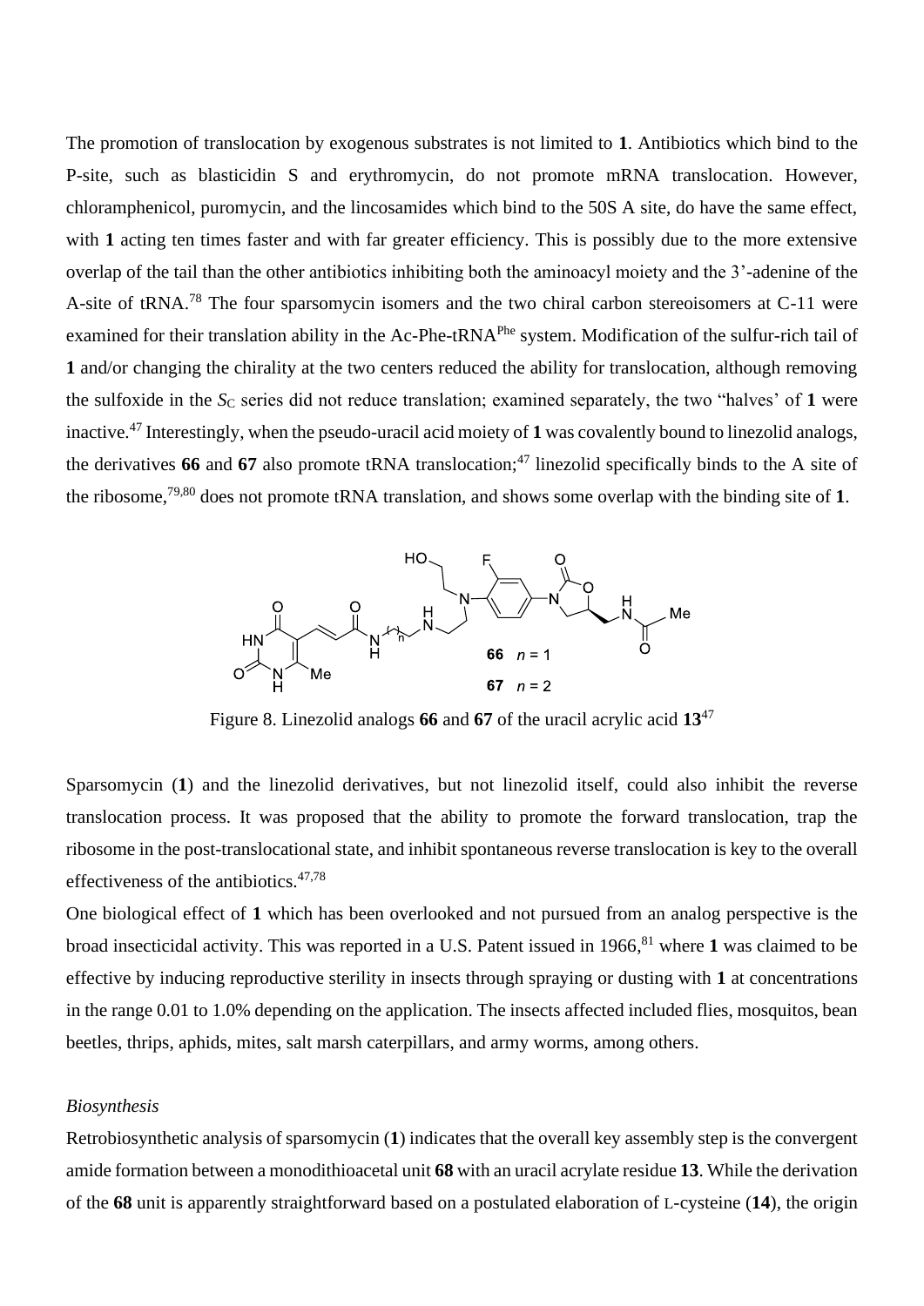The promotion of translocation by exogenous substrates is not limited to **1**. Antibiotics which bind to the P-site, such as blasticidin S and erythromycin, do not promote mRNA translocation. However, chloramphenicol, puromycin, and the lincosamides which bind to the 50S A site, do have the same effect, with **1** acting ten times faster and with far greater efficiency. This is possibly due to the more extensive overlap of the tail than the other antibiotics inhibiting both the aminoacyl moiety and the 3'-adenine of the A-site of tRNA.[78] The four sparsomycin isomers and the two chiral carbon stereoisomers at C-11 were examined for their translation ability in the Ac-Phe-tRNA$^{Phe}$ system. Modification of the sulfur-rich tail of **1** and/or changing the chirality at the two centers reduced the ability for translocation, although removing the sulfoxide in the $S_C$ series did not reduce translation; examined separately, the two "halves' of **1** were inactive.[47] Interestingly, when the pseudo-uracil acid moiety of **1** was covalently bound to linezolid analogs, the derivatives **66** and **67** also promote tRNA translocation;[47] linezolid specifically binds to the A site of the ribosome,[79,80] does not promote tRNA translation, and shows some overlap with the binding site of **1**.

Figure 8. Linezolid analogs **66** and **67** of the uracil acrylic acid **13**[47]

Sparsomycin (**1**) and the linezolid derivatives, but not linezolid itself, could also inhibit the reverse translocation process. It was proposed that the ability to promote the forward translocation, trap the ribosome in the post-translocational state, and inhibit spontaneous reverse translocation is key to the overall effectiveness of the antibiotics.[47,78]

One biological effect of **1** which has been overlooked and not pursued from an analog perspective is the broad insecticidal activity. This was reported in a U.S. Patent issued in 1966,[81] where **1** was claimed to be effective by inducing reproductive sterility in insects through spraying or dusting with **1** at concentrations in the range 0.01 to 1.0% depending on the application. The insects affected included flies, mosquitos, bean beetles, thrips, aphids, mites, salt marsh caterpillars, and army worms, among others.

*Biosynthesis*

Retrobiosynthetic analysis of sparsomycin (**1**) indicates that the overall key assembly step is the convergent amide formation between a monodithioacetal unit **68** with an uracil acrylate residue **13**. While the derivation of the **68** unit is apparently straightforward based on a postulated elaboration of L-cysteine (**14**), the origin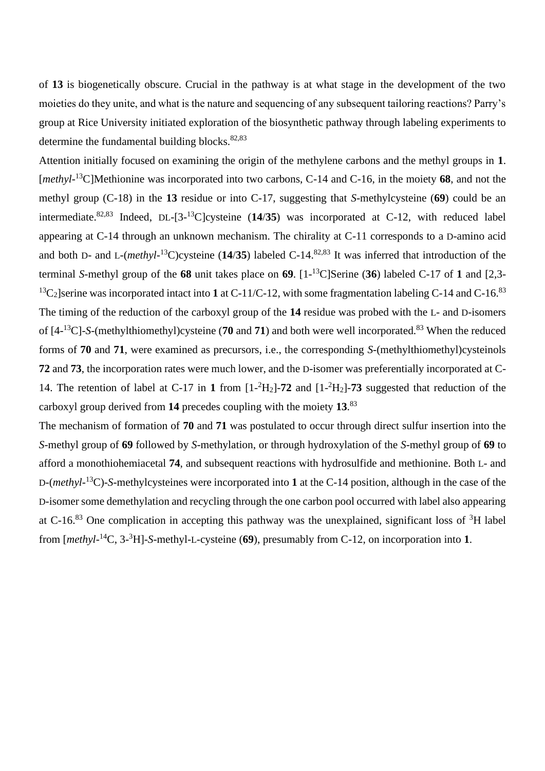of **13** is biogenetically obscure. Crucial in the pathway is at what stage in the development of the two moieties do they unite, and what is the nature and sequencing of any subsequent tailoring reactions? Parry's group at Rice University initiated exploration of the biosynthetic pathway through labeling experiments to determine the fundamental building blocks.[82,83]

Attention initially focused on examining the origin of the methylene carbons and the methyl groups in **1**. [*methyl*-$^{13}$C]Methionine was incorporated into two carbons, C-14 and C-16, in the moiety **68**, and not the methyl group (C-18) in the **13** residue or into C-17, suggesting that *S*-methylcysteine (**69**) could be an intermediate.[82,83] Indeed, DL-[3-$^{13}$C]cysteine (**14**/**35**) was incorporated at C-12, with reduced label appearing at C-14 through an unknown mechanism. The chirality at C-11 corresponds to a D-amino acid and both D- and L-(*methyl*-$^{13}$C)cysteine (**14**/**35**) labeled C-14.[82,83] It was inferred that introduction of the terminal *S*-methyl group of the **68** unit takes place on **69**. [1-$^{13}$C]Serine (**36**) labeled C-17 of **1** and [2,3-$^{13}C_2$]serine was incorporated intact into **1** at C-11/C-12, with some fragmentation labeling C-14 and C-16.[83]

The timing of the reduction of the carboxyl group of the **14** residue was probed with the L- and D-isomers of [4-$^{13}$C]-*S*-(methylthiomethyl)cysteine (**70** and **71**) and both were well incorporated.[83] When the reduced forms of **70** and **71**, were examined as precursors, i.e., the corresponding *S*-(methylthiomethyl)cysteinols **72** and **73**, the incorporation rates were much lower, and the D-isomer was preferentially incorporated at C-14. The retention of label at C-17 in **1** from [1-$^{2}H_2$]-**72** and [1-$^{2}H_2$]-**73** suggested that reduction of the carboxyl group derived from **14** precedes coupling with the moiety **13**.[83]

The mechanism of formation of **70** and **71** was postulated to occur through direct sulfur insertion into the *S*-methyl group of **69** followed by *S*-methylation, or through hydroxylation of the *S*-methyl group of **69** to afford a monothiohemiacetal **74**, and subsequent reactions with hydrosulfide and methionine. Both L- and D-(*methyl*-$^{13}$C)-*S*-methylcysteines were incorporated into **1** at the C-14 position, although in the case of the D-isomer some demethylation and recycling through the one carbon pool occurred with label also appearing at C-16.[83] One complication in accepting this pathway was the unexplained, significant loss of $^{3}$H label from [*methyl*-$^{14}$C, 3-$^{3}$H]-*S*-methyl-L-cysteine (**69**), presumably from C-12, on incorporation into **1**.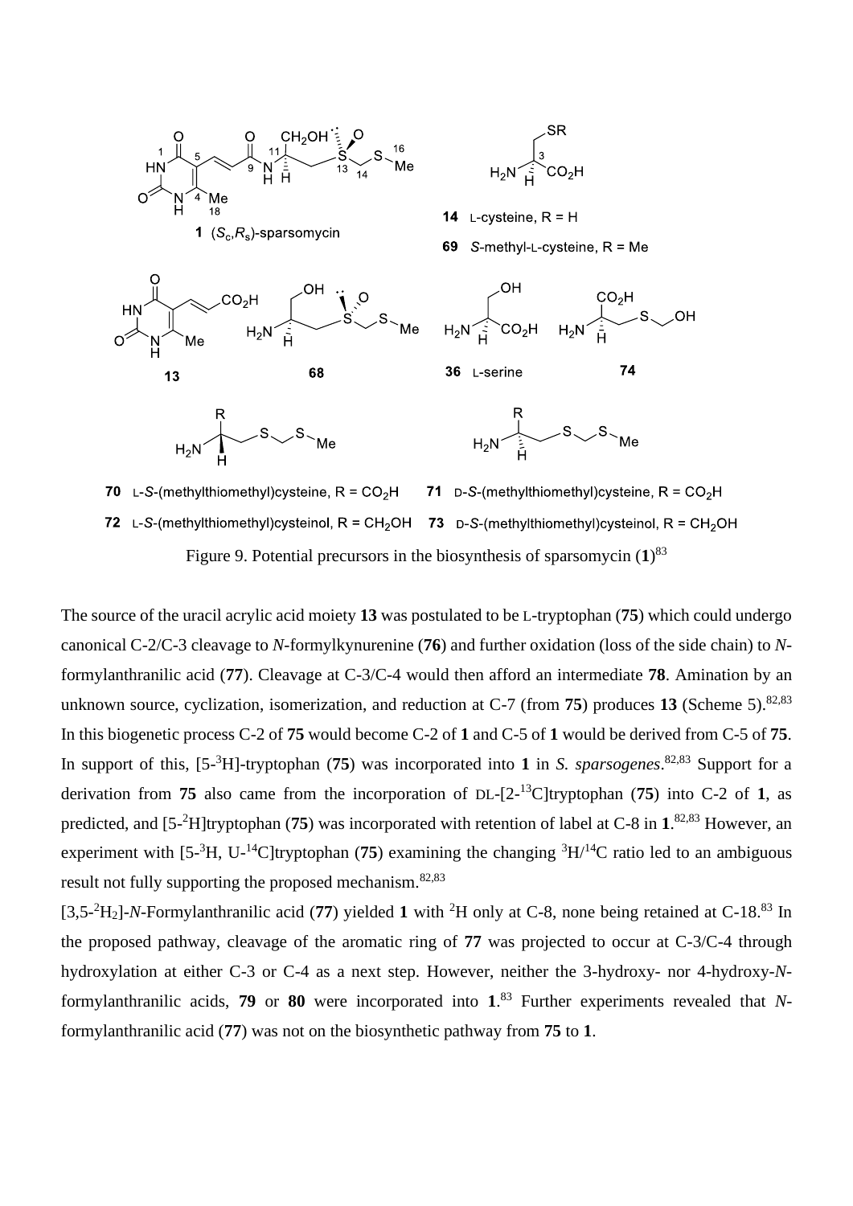Figure 9. Potential precursors in the biosynthesis of sparsomycin (**1**)[83]

The source of the uracil acrylic acid moiety **13** was postulated to be L-tryptophan (**75**) which could undergo canonical C-2/C-3 cleavage to *N*-formylkynurenine (**76**) and further oxidation (loss of the side chain) to *N*-formylanthranilic acid (**77**). Cleavage at C-3/C-4 would then afford an intermediate **78**. Amination by an unknown source, cyclization, isomerization, and reduction at C-7 (from **75**) produces **13** (Scheme 5).[82,83] In this biogenetic process C-2 of **75** would become C-2 of **1** and C-5 of **1** would be derived from C-5 of **75**. In support of this, [5-$^{3}$H]-tryptophan (**75**) was incorporated into **1** in *S. sparsogenes*.[82,83] Support for a derivation from **75** also came from the incorporation of DL-[2-$^{13}$C]tryptophan (**75**) into C-2 of **1**, as predicted, and [5-$^{2}$H]tryptophan (**75**) was incorporated with retention of label at C-8 in **1**.[82,83] However, an experiment with [5-$^{3}$H, U-$^{14}$C]tryptophan (**75**) examining the changing $^{3}$H/$^{14}$C ratio led to an ambiguous result not fully supporting the proposed mechanism.[82,83]

[3,5-$^{2}$H$_2$]-*N*-Formylanthranilic acid (**77**) yielded **1** with $^{2}$H only at C-8, none being retained at C-18.[83] In the proposed pathway, cleavage of the aromatic ring of **77** was projected to occur at C-3/C-4 through hydroxylation at either C-3 or C-4 as a next step. However, neither the 3-hydroxy- nor 4-hydroxy-*N*-formylanthranilic acids, **79** or **80** were incorporated into **1**.[83] Further experiments revealed that *N*-formylanthranilic acid (**77**) was not on the biosynthetic pathway from **75** to **1**.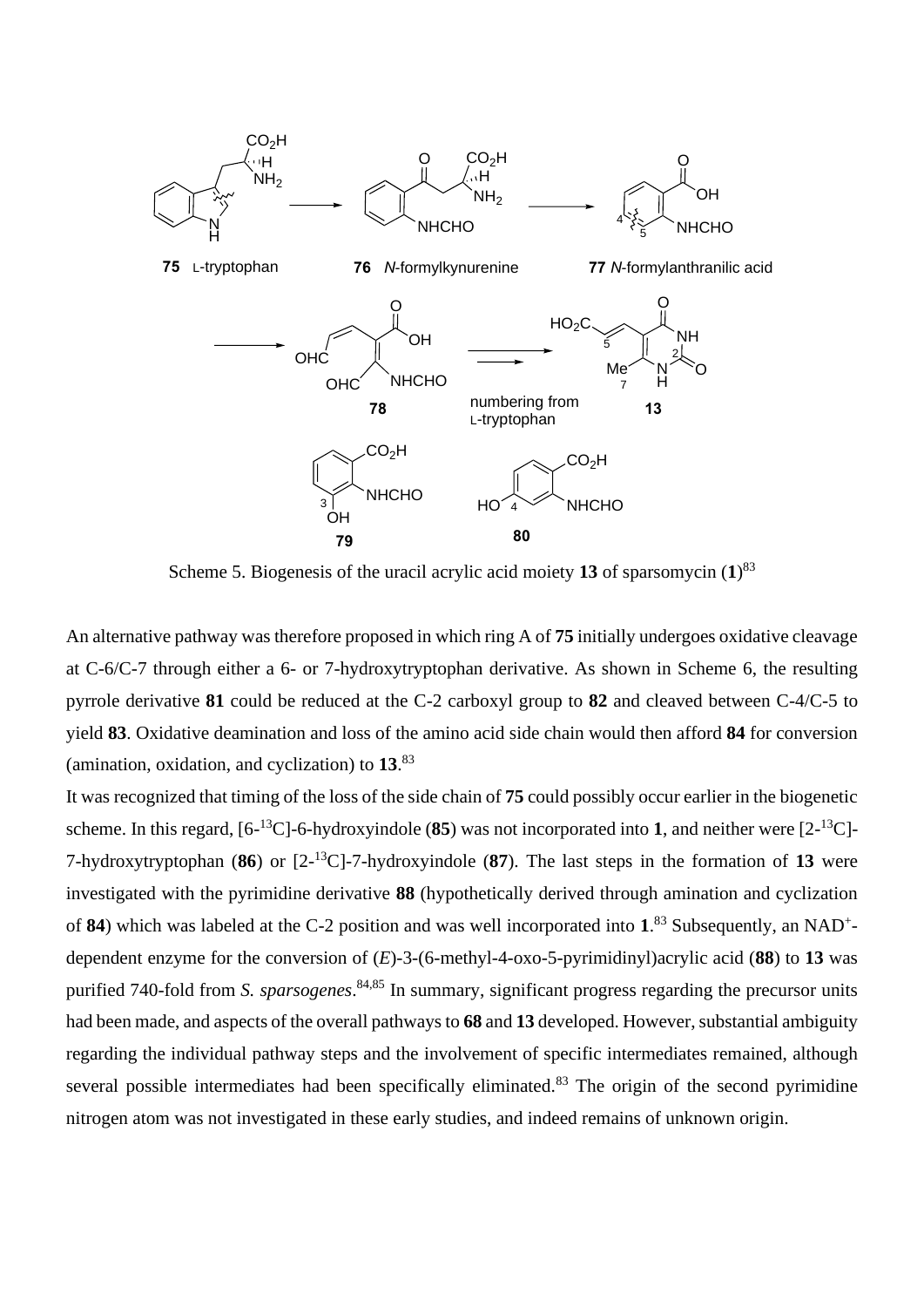Scheme 5. Biogenesis of the uracil acrylic acid moiety **13** of sparsomycin (**1**)[83]

An alternative pathway was therefore proposed in which ring A of **75** initially undergoes oxidative cleavage at C-6/C-7 through either a 6- or 7-hydroxytryptophan derivative. As shown in Scheme 6, the resulting pyrrole derivative **81** could be reduced at the C-2 carboxyl group to **82** and cleaved between C-4/C-5 to yield **83**. Oxidative deamination and loss of the amino acid side chain would then afford **84** for conversion (amination, oxidation, and cyclization) to **13**.[83]

It was recognized that timing of the loss of the side chain of **75** could possibly occur earlier in the biogenetic scheme. In this regard, [6-$^{13}$C]-6-hydroxyindole (**85**) was not incorporated into **1**, and neither were [2-$^{13}$C]-7-hydroxytryptophan (**86**) or [2-$^{13}$C]-7-hydroxyindole (**87**). The last steps in the formation of **13** were investigated with the pyrimidine derivative **88** (hypothetically derived through amination and cyclization of **84**) which was labeled at the C-2 position and was well incorporated into **1**.[83] Subsequently, an NAD$^+$-dependent enzyme for the conversion of (*E*)-3-(6-methyl-4-oxo-5-pyrimidinyl)acrylic acid (**88**) to **13** was purified 740-fold from *S. sparsogenes*.[84,85] In summary, significant progress regarding the precursor units had been made, and aspects of the overall pathways to **68** and **13** developed. However, substantial ambiguity regarding the individual pathway steps and the involvement of specific intermediates remained, although several possible intermediates had been specifically eliminated.[83] The origin of the second pyrimidine nitrogen atom was not investigated in these early studies, and indeed remains of unknown origin.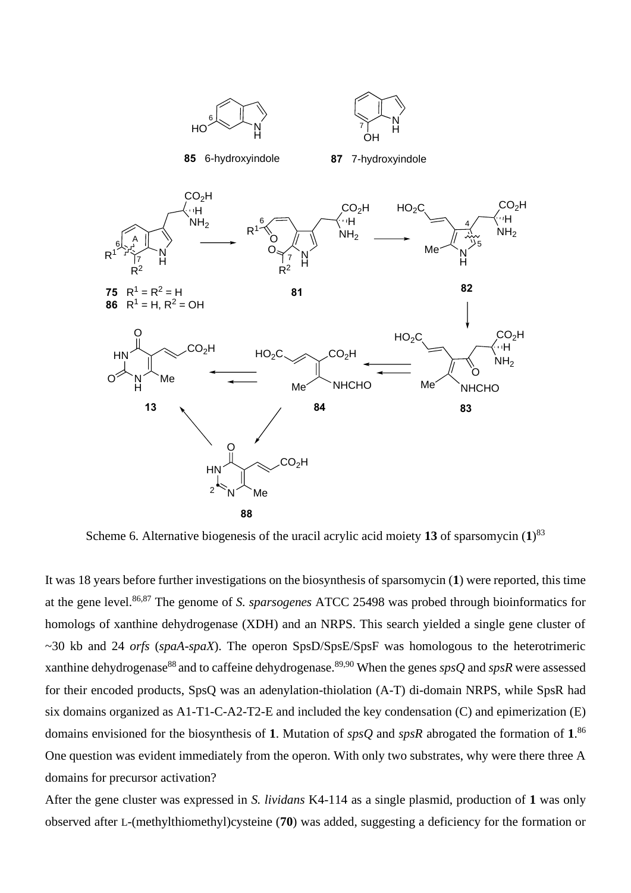Scheme 6. Alternative biogenesis of the uracil acrylic acid moiety **13** of sparsomycin (**1**)[83]

It was 18 years before further investigations on the biosynthesis of sparsomycin (**1**) were reported, this time at the gene level.[86,87] The genome of *S. sparsogenes* ATCC 25498 was probed through bioinformatics for homologs of xanthine dehydrogenase (XDH) and an NRPS. This search yielded a single gene cluster of ~30 kb and 24 *orfs* (*spaA-spaX*). The operon SpsD/SpsE/SpsF was homologous to the heterotrimeric xanthine dehydrogenase[88] and to caffeine dehydrogenase.[89,90] When the genes *spsQ* and *spsR* were assessed for their encoded products, SpsQ was an adenylation-thiolation (A-T) di-domain NRPS, while SpsR had six domains organized as A1-T1-C-A2-T2-E and included the key condensation (C) and epimerization (E) domains envisioned for the biosynthesis of **1**. Mutation of *spsQ* and *spsR* abrogated the formation of **1**.[86] One question was evident immediately from the operon. With only two substrates, why were there three A domains for precursor activation?

After the gene cluster was expressed in *S. lividans* K4-114 as a single plasmid, production of **1** was only observed after L-(methylthiomethyl)cysteine (**70**) was added, suggesting a deficiency for the formation or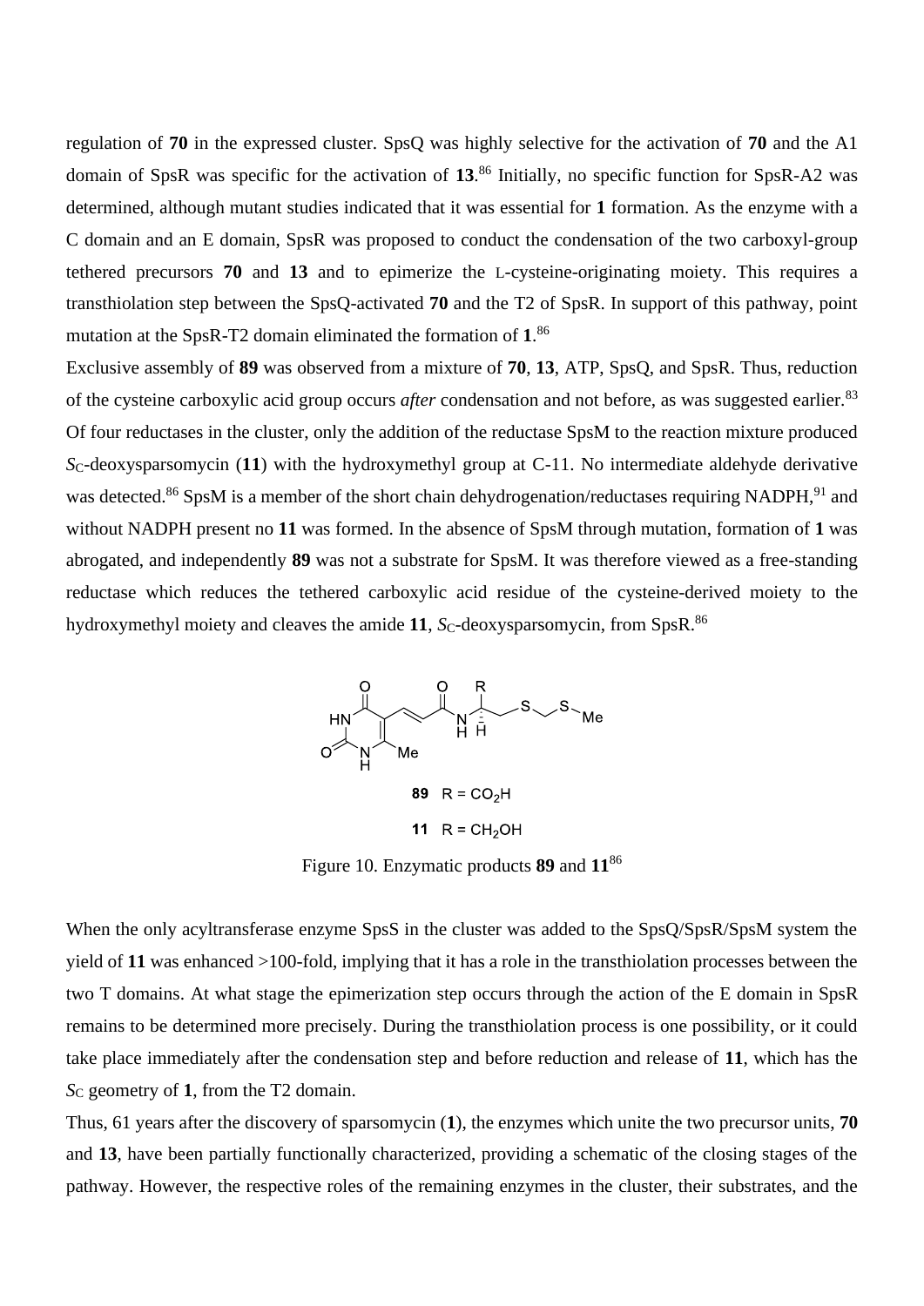regulation of **70** in the expressed cluster. SpsQ was highly selective for the activation of **70** and the A1 domain of SpsR was specific for the activation of **13**.[86] Initially, no specific function for SpsR-A2 was determined, although mutant studies indicated that it was essential for **1** formation. As the enzyme with a C domain and an E domain, SpsR was proposed to conduct the condensation of the two carboxyl-group tethered precursors **70** and **13** and to epimerize the L-cysteine-originating moiety. This requires a transthiolation step between the SpsQ-activated **70** and the T2 of SpsR. In support of this pathway, point mutation at the SpsR-T2 domain eliminated the formation of **1**.[86]

Exclusive assembly of **89** was observed from a mixture of **70**, **13**, ATP, SpsQ, and SpsR. Thus, reduction of the cysteine carboxylic acid group occurs *after* condensation and not before, as was suggested earlier.[83] Of four reductases in the cluster, only the addition of the reductase SpsM to the reaction mixture produced $S_C$-deoxysparsomycin (**11**) with the hydroxymethyl group at C-11. No intermediate aldehyde derivative was detected.[86] SpsM is a member of the short chain dehydrogenation/reductases requiring NADPH,[91] and without NADPH present no **11** was formed. In the absence of SpsM through mutation, formation of **1** was abrogated, and independently **89** was not a substrate for SpsM. It was therefore viewed as a free-standing reductase which reduces the tethered carboxylic acid residue of the cysteine-derived moiety to the hydroxymethyl moiety and cleaves the amide **11**, $S_C$-deoxysparsomycin, from SpsR.[86]

**89** R = $CO_2H$

**11** R = $CH_2OH$

Figure 10. Enzymatic products **89** and **11**[86]

When the only acyltransferase enzyme SpsS in the cluster was added to the SpsQ/SpsR/SpsM system the yield of **11** was enhanced >100-fold, implying that it has a role in the transthiolation processes between the two T domains. At what stage the epimerization step occurs through the action of the E domain in SpsR remains to be determined more precisely. During the transthiolation process is one possibility, or it could take place immediately after the condensation step and before reduction and release of **11**, which has the $S_C$ geometry of **1**, from the T2 domain.

Thus, 61 years after the discovery of sparsomycin (**1**), the enzymes which unite the two precursor units, **70** and **13**, have been partially functionally characterized, providing a schematic of the closing stages of the pathway. However, the respective roles of the remaining enzymes in the cluster, their substrates, and the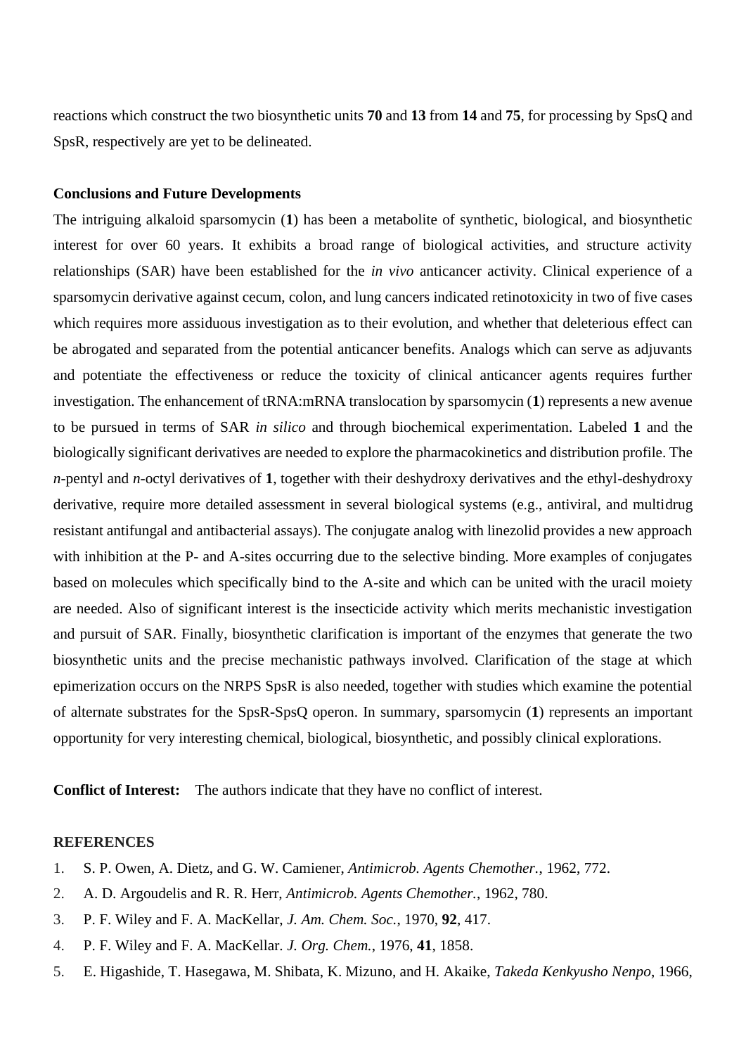reactions which construct the two biosynthetic units **70** and **13** from **14** and **75**, for processing by SpsQ and SpsR, respectively are yet to be delineated.

**Conclusions and Future Developments**

The intriguing alkaloid sparsomycin (**1**) has been a metabolite of synthetic, biological, and biosynthetic interest for over 60 years. It exhibits a broad range of biological activities, and structure activity relationships (SAR) have been established for the *in vivo* anticancer activity. Clinical experience of a sparsomycin derivative against cecum, colon, and lung cancers indicated retinotoxicity in two of five cases which requires more assiduous investigation as to their evolution, and whether that deleterious effect can be abrogated and separated from the potential anticancer benefits. Analogs which can serve as adjuvants and potentiate the effectiveness or reduce the toxicity of clinical anticancer agents requires further investigation. The enhancement of tRNA:mRNA translocation by sparsomycin (**1**) represents a new avenue to be pursued in terms of SAR *in silico* and through biochemical experimentation. Labeled **1** and the biologically significant derivatives are needed to explore the pharmacokinetics and distribution profile. The *n*-pentyl and *n*-octyl derivatives of **1**, together with their deshydroxy derivatives and the ethyl-deshydroxy derivative, require more detailed assessment in several biological systems (e.g., antiviral, and multidrug resistant antifungal and antibacterial assays). The conjugate analog with linezolid provides a new approach with inhibition at the P- and A-sites occurring due to the selective binding. More examples of conjugates based on molecules which specifically bind to the A-site and which can be united with the uracil moiety are needed. Also of significant interest is the insecticide activity which merits mechanistic investigation and pursuit of SAR. Finally, biosynthetic clarification is important of the enzymes that generate the two biosynthetic units and the precise mechanistic pathways involved. Clarification of the stage at which epimerization occurs on the NRPS SpsR is also needed, together with studies which examine the potential of alternate substrates for the SpsR-SpsQ operon. In summary, sparsomycin (**1**) represents an important opportunity for very interesting chemical, biological, biosynthetic, and possibly clinical explorations.

**Conflict of Interest:** The authors indicate that they have no conflict of interest.

**REFERENCES**

1. S. P. Owen, A. Dietz, and G. W. Camiener, *Antimicrob. Agents Chemother.*, 1962, 772.
2. A. D. Argoudelis and R. R. Herr, *Antimicrob. Agents Chemother.*, 1962, 780.
3. P. F. Wiley and F. A. MacKellar, *J. Am. Chem. Soc.*, 1970, **92**, 417.
4. P. F. Wiley and F. A. MacKellar. *J. Org. Chem.*, 1976, **41**, 1858.
5. E. Higashide, T. Hasegawa, M. Shibata, K. Mizuno, and H. Akaike, *Takeda Kenkyusho Nenpo*, 1966,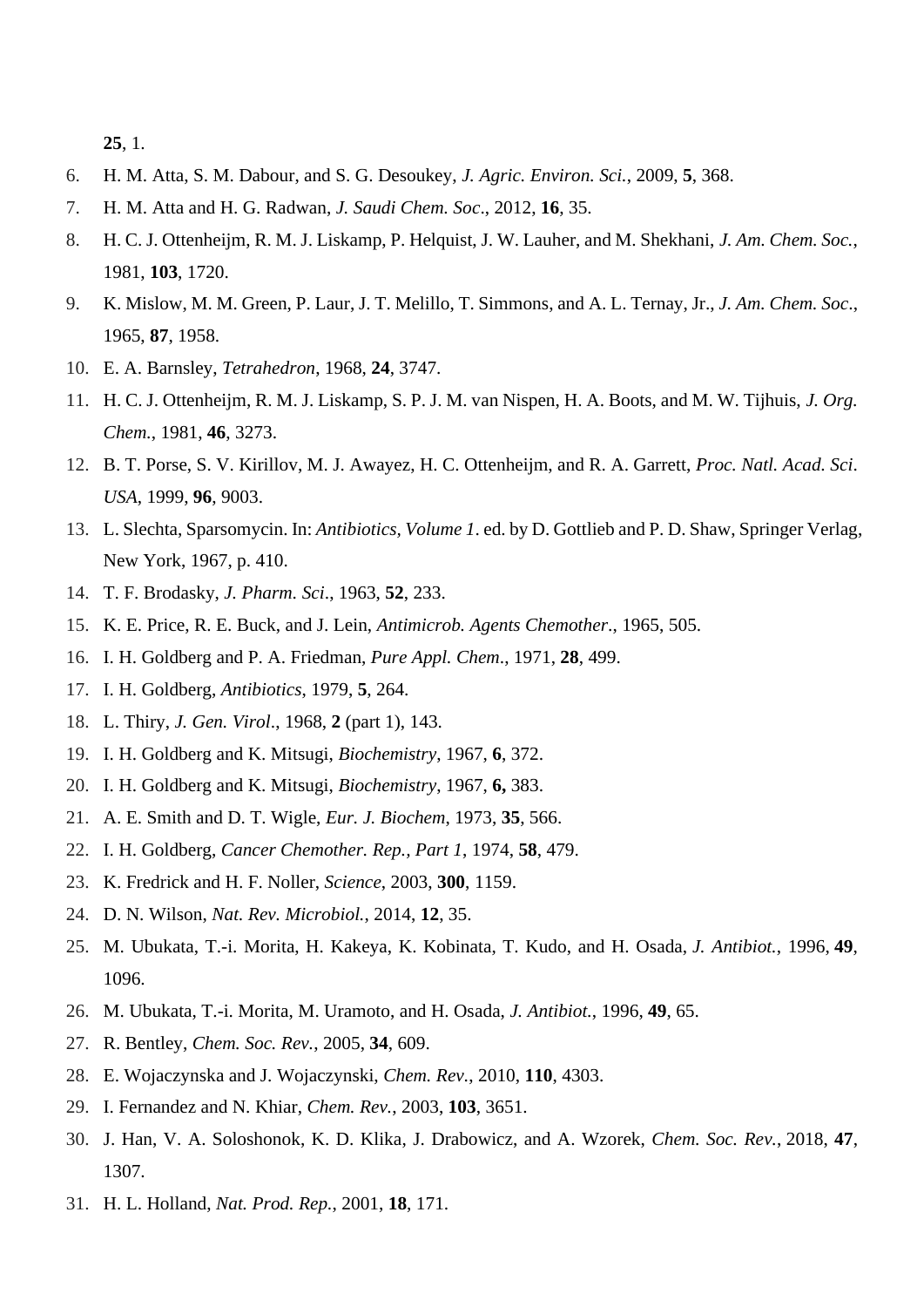**25**, 1.

6. H. M. Atta, S. M. Dabour, and S. G. Desoukey, *J. Agric. Environ. Sci.*, 2009, **5**, 368.
7. H. M. Atta and H. G. Radwan, *J. Saudi Chem. Soc*., 2012, **16**, 35.
8. H. C. J. Ottenheijm, R. M. J. Liskamp, P. Helquist, J. W. Lauher, and M. Shekhani, *J. Am. Chem. Soc.*, 1981, **103**, 1720.
9. K. Mislow, M. M. Green, P. Laur, J. T. Melillo, T. Simmons, and A. L. Ternay, Jr., *J. Am. Chem. Soc*., 1965, **87**, 1958.
10. E. A. Barnsley, *Tetrahedron*, 1968, **24**, 3747.
11. H. C. J. Ottenheijm, R. M. J. Liskamp, S. P. J. M. van Nispen, H. A. Boots, and M. W. Tijhuis, *J. Org. Chem.*, 1981, **46**, 3273.
12. B. T. Porse, S. V. Kirillov, M. J. Awayez, H. C. Ottenheijm, and R. A. Garrett, *Proc. Natl. Acad. Sci. USA*, 1999, **96**, 9003.
13. L. Slechta, Sparsomycin. In: *Antibiotics, Volume 1*. ed. by D. Gottlieb and P. D. Shaw, Springer Verlag, New York, 1967, p. 410.
14. T. F. Brodasky, *J. Pharm. Sci*., 1963, **52**, 233.
15. K. E. Price, R. E. Buck, and J. Lein, *Antimicrob. Agents Chemother*., 1965, 505.
16. I. H. Goldberg and P. A. Friedman, *Pure Appl. Chem*., 1971, **28**, 499.
17. I. H. Goldberg, *Antibiotics*, 1979, **5**, 264.
18. L. Thiry, *J. Gen. Virol*., 1968, **2** (part 1), 143.
19. I. H. Goldberg and K. Mitsugi, *Biochemistry*, 1967, **6**, 372.
20. I. H. Goldberg and K. Mitsugi, *Biochemistry*, 1967, **6,** 383.
21. A. E. Smith and D. T. Wigle, *Eur. J. Biochem*, 1973, **35**, 566.
22. I. H. Goldberg, *Cancer Chemother. Rep., Part 1*, 1974, **58**, 479.
23. K. Fredrick and H. F. Noller, *Science*, 2003, **300**, 1159.
24. D. N. Wilson, *Nat. Rev. Microbiol.*, 2014, **12**, 35.
25. M. Ubukata, T.-i. Morita, H. Kakeya, K. Kobinata, T. Kudo, and H. Osada, *J. Antibiot.*, 1996, **49**, 1096.
26. M. Ubukata, T.-i. Morita, M. Uramoto, and H. Osada, *J. Antibiot.*, 1996, **49**, 65.
27. R. Bentley, *Chem. Soc. Rev.*, 2005, **34**, 609.
28. E. Wojaczynska and J. Wojaczynski, *Chem. Rev*., 2010, **110**, 4303.
29. I. Fernandez and N. Khiar, *Chem. Rev.*, 2003, **103**, 3651.
30. J. Han, V. A. Soloshonok, K. D. Klika, J. Drabowicz, and A. Wzorek, *Chem. Soc. Rev.*, 2018, **47**, 1307.
31. H. L. Holland, *Nat. Prod. Rep.*, 2001, **18**, 171.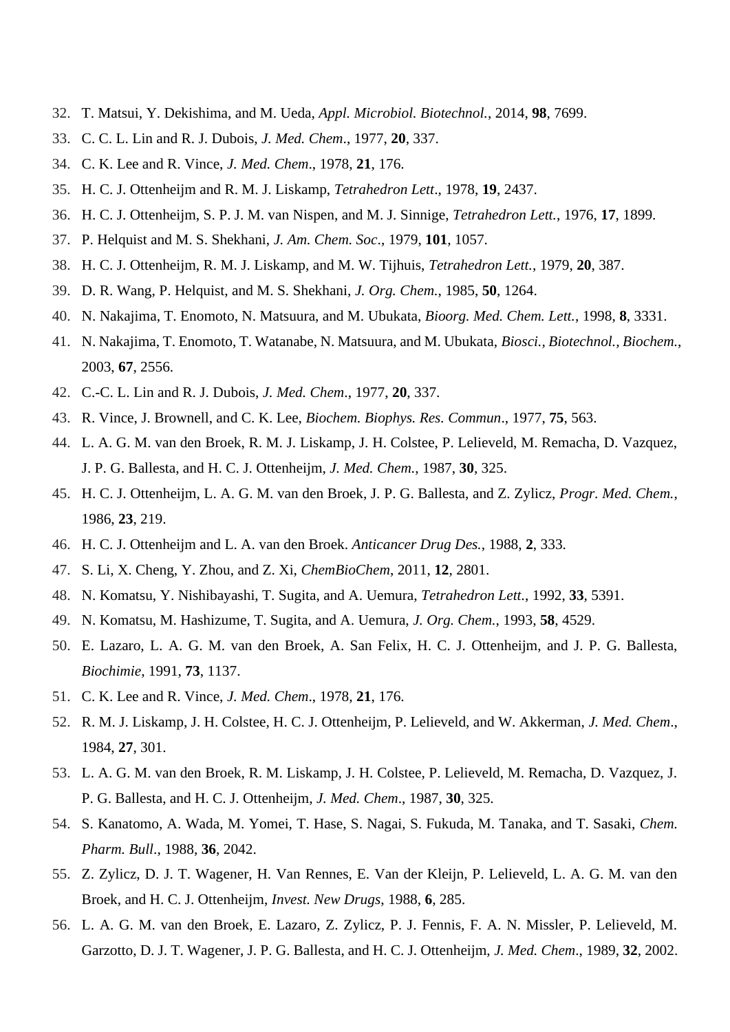32. T. Matsui, Y. Dekishima, and M. Ueda, *Appl. Microbiol. Biotechnol.*, 2014, **98**, 7699.
33. C. C. L. Lin and R. J. Dubois, *J. Med. Chem*., 1977, **20**, 337.
34. C. K. Lee and R. Vince, *J. Med. Chem*., 1978, **21**, 176.
35. H. C. J. Ottenheijm and R. M. J. Liskamp, *Tetrahedron Lett*., 1978, **19**, 2437.
36. H. C. J. Ottenheijm, S. P. J. M. van Nispen, and M. J. Sinnige, *Tetrahedron Lett.*, 1976, **17**, 1899.
37. P. Helquist and M. S. Shekhani, *J. Am. Chem. Soc*., 1979, **101**, 1057.
38. H. C. J. Ottenheijm, R. M. J. Liskamp, and M. W. Tijhuis, *Tetrahedron Lett.*, 1979, **20**, 387.
39. D. R. Wang, P. Helquist, and M. S. Shekhani, *J. Org. Chem*., 1985, **50**, 1264.
40. N. Nakajima, T. Enomoto, N. Matsuura, and M. Ubukata, *Bioorg. Med. Chem. Lett.*, 1998, **8**, 3331.
41. N. Nakajima, T. Enomoto, T. Watanabe, N. Matsuura, and M. Ubukata, *Biosci., Biotechnol., Biochem.*, 2003, **67**, 2556.
42. C.-C. L. Lin and R. J. Dubois, *J. Med. Chem*., 1977, **20**, 337.
43. R. Vince, J. Brownell, and C. K. Lee, *Biochem. Biophys. Res. Commun*., 1977, **75**, 563.
44. L. A. G. M. van den Broek, R. M. J. Liskamp, J. H. Colstee, P. Lelieveld, M. Remacha, D. Vazquez, J. P. G. Ballesta, and H. C. J. Ottenheijm, *J. Med. Chem.*, 1987, **30**, 325.
45. H. C. J. Ottenheijm, L. A. G. M. van den Broek, J. P. G. Ballesta, and Z. Zylicz, *Progr. Med. Chem.*, 1986, **23**, 219.
46. H. C. J. Ottenheijm and L. A. van den Broek. *Anticancer Drug Des.*, 1988, **2**, 333.
47. S. Li, X. Cheng, Y. Zhou, and Z. Xi, *ChemBioChem*, 2011, **12**, 2801.
48. N. Komatsu, Y. Nishibayashi, T. Sugita, and A. Uemura, *Tetrahedron Lett.*, 1992, **33**, 5391.
49. N. Komatsu, M. Hashizume, T. Sugita, and A. Uemura, *J. Org. Chem.*, 1993, **58**, 4529.
50. E. Lazaro, L. A. G. M. van den Broek, A. San Felix, H. C. J. Ottenheijm, and J. P. G. Ballesta, *Biochimie*, 1991, **73**, 1137.
51. C. K. Lee and R. Vince, *J. Med. Chem*., 1978, **21**, 176.
52. R. M. J. Liskamp, J. H. Colstee, H. C. J. Ottenheijm, P. Lelieveld, and W. Akkerman, *J. Med. Chem*., 1984, **27**, 301.
53. L. A. G. M. van den Broek, R. M. Liskamp, J. H. Colstee, P. Lelieveld, M. Remacha, D. Vazquez, J. P. G. Ballesta, and H. C. J. Ottenheijm, *J. Med. Chem*., 1987, **30**, 325.
54. S. Kanatomo, A. Wada, M. Yomei, T. Hase, S. Nagai, S. Fukuda, M. Tanaka, and T. Sasaki, *Chem. Pharm. Bull*., 1988, **36**, 2042.
55. Z. Zylicz, D. J. T. Wagener, H. Van Rennes, E. Van der Kleijn, P. Lelieveld, L. A. G. M. van den Broek, and H. C. J. Ottenheijm, *Invest. New Drugs*, 1988, **6**, 285.
56. L. A. G. M. van den Broek, E. Lazaro, Z. Zylicz, P. J. Fennis, F. A. N. Missler, P. Lelieveld, M. Garzotto, D. J. T. Wagener, J. P. G. Ballesta, and H. C. J. Ottenheijm, *J. Med. Chem*., 1989, **32**, 2002.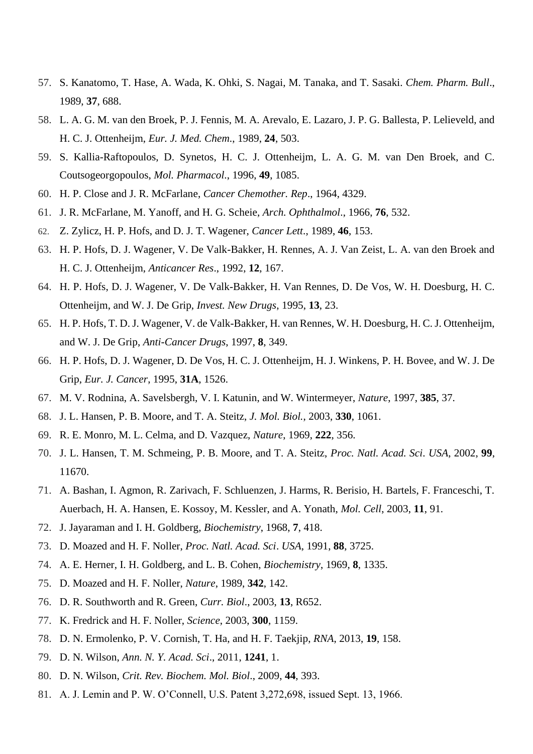57. S. Kanatomo, T. Hase, A. Wada, K. Ohki, S. Nagai, M. Tanaka, and T. Sasaki. *Chem. Pharm. Bull*., 1989, **37**, 688.
58. L. A. G. M. van den Broek, P. J. Fennis, M. A. Arevalo, E. Lazaro, J. P. G. Ballesta, P. Lelieveld, and H. C. J. Ottenheijm, *Eur. J. Med. Chem*., 1989, **24**, 503.
59. S. Kallia-Raftopoulos, D. Synetos, H. C. J. Ottenheijm, L. A. G. M. van Den Broek, and C. Coutsogeorgopoulos, *Mol. Pharmacol*., 1996, **49**, 1085.
60. H. P. Close and J. R. McFarlane, *Cancer Chemother. Rep*., 1964, 4329.
61. J. R. McFarlane, M. Yanoff, and H. G. Scheie, *Arch. Ophthalmol*., 1966, **76**, 532.
62. Z. Zylicz, H. P. Hofs, and D. J. T. Wagener, *Cancer Lett*., 1989, **46**, 153.
63. H. P. Hofs, D. J. Wagener, V. De Valk-Bakker, H. Rennes, A. J. Van Zeist, L. A. van den Broek and H. C. J. Ottenheijm, *Anticancer Res*., 1992, **12**, 167.
64. H. P. Hofs, D. J. Wagener, V. De Valk-Bakker, H. Van Rennes, D. De Vos, W. H. Doesburg, H. C. Ottenheijm, and W. J. De Grip, *Invest. New Drugs*, 1995, **13**, 23.
65. H. P. Hofs, T. D. J. Wagener, V. de Valk-Bakker, H. van Rennes, W. H. Doesburg, H. C. J. Ottenheijm, and W. J. De Grip, *Anti-Cancer Drugs*, 1997, **8**, 349.
66. H. P. Hofs, D. J. Wagener, D. De Vos, H. C. J. Ottenheijm, H. J. Winkens, P. H. Bovee, and W. J. De Grip, *Eur. J. Cancer*, 1995, **31A**, 1526.
67. M. V. Rodnina, A. Savelsbergh, V. I. Katunin, and W. Wintermeyer, *Nature*, 1997, **385**, 37.
68. J. L. Hansen, P. B. Moore, and T. A. Steitz, *J. Mol. Biol.*, 2003, **330**, 1061.
69. R. E. Monro, M. L. Celma, and D. Vazquez, *Nature*, 1969, **222**, 356.
70. J. L. Hansen, T. M. Schmeing, P. B. Moore, and T. A. Steitz, *Proc. Natl. Acad. Sci. USA*, 2002, **99**, 11670.
71. A. Bashan, I. Agmon, R. Zarivach, F. Schluenzen, J. Harms, R. Berisio, H. Bartels, F. Franceschi, T. Auerbach, H. A. Hansen, E. Kossoy, M. Kessler, and A. Yonath, *Mol. Cell*, 2003, **11**, 91.
72. J. Jayaraman and I. H. Goldberg, *Biochemistry*, 1968, **7**, 418.
73. D. Moazed and H. F. Noller, *Proc. Natl. Acad. Sci. USA*, 1991, **88**, 3725.
74. A. E. Herner, I. H. Goldberg, and L. B. Cohen, *Biochemistry*, 1969, **8**, 1335.
75. D. Moazed and H. F. Noller, *Nature*, 1989, **342**, 142.
76. D. R. Southworth and R. Green, *Curr. Biol*., 2003, **13**, R652.
77. K. Fredrick and H. F. Noller, *Science*, 2003, **300**, 1159.
78. D. N. Ermolenko, P. V. Cornish, T. Ha, and H. F. Taekjip, *RNA*, 2013, **19**, 158.
79. D. N. Wilson, *Ann. N. Y. Acad. Sci*., 2011, **1241**, 1.
80. D. N. Wilson, *Crit. Rev. Biochem. Mol. Biol*., 2009, **44**, 393.
81. A. J. Lemin and P. W. O'Connell, U.S. Patent 3,272,698, issued Sept. 13, 1966.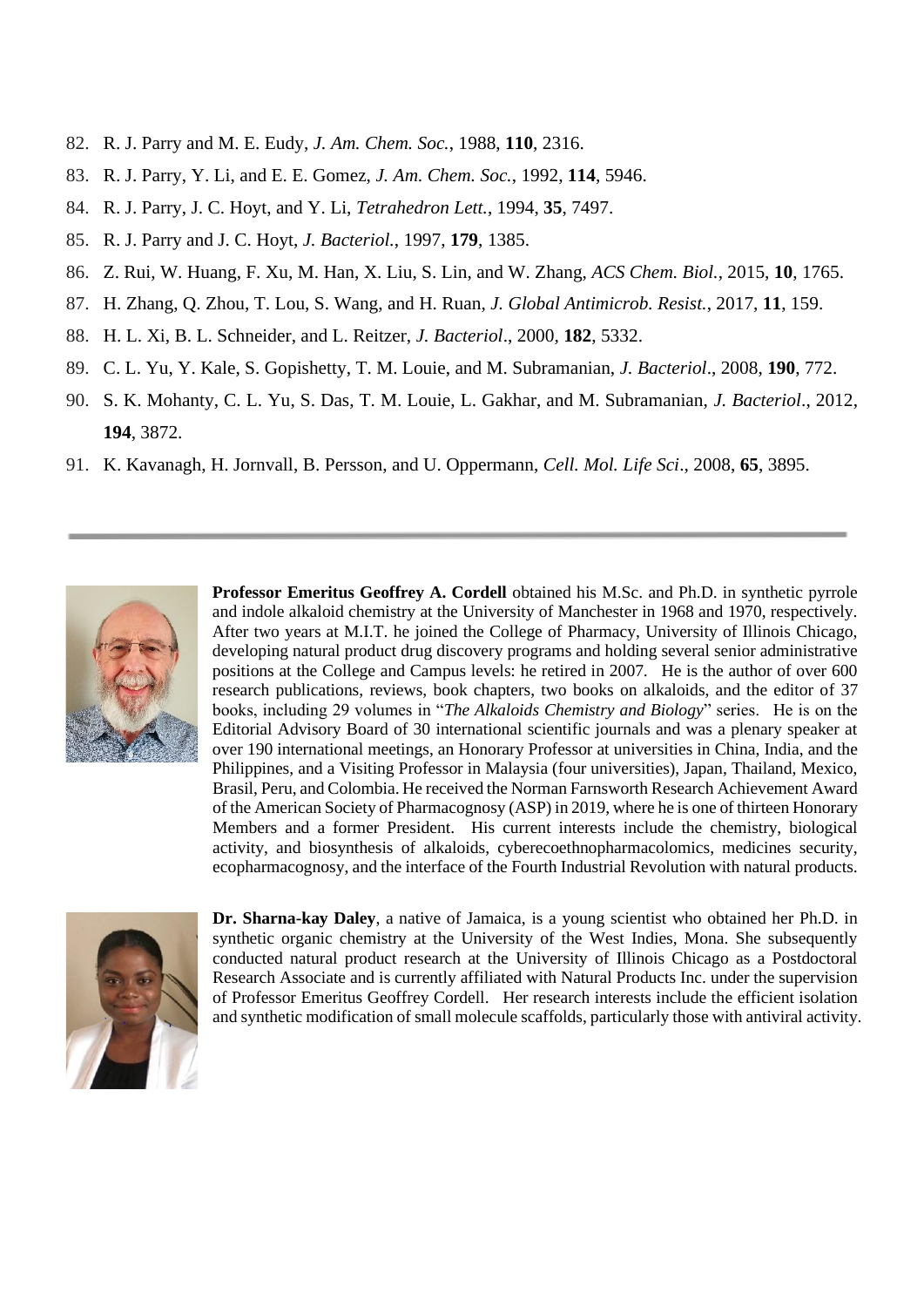82. R. J. Parry and M. E. Eudy, *J. Am. Chem. Soc.*, 1988, **110**, 2316.
83. R. J. Parry, Y. Li, and E. E. Gomez, *J. Am. Chem. Soc.*, 1992, **114**, 5946.
84. R. J. Parry, J. C. Hoyt, and Y. Li, *Tetrahedron Lett.*, 1994, **35**, 7497.
85. R. J. Parry and J. C. Hoyt, *J. Bacteriol.*, 1997, **179**, 1385.
86. Z. Rui, W. Huang, F. Xu, M. Han, X. Liu, S. Lin, and W. Zhang, *ACS Chem. Biol.*, 2015, **10**, 1765.
87. H. Zhang, Q. Zhou, T. Lou, S. Wang, and H. Ruan, *J. Global Antimicrob. Resist.*, 2017, **11**, 159.
88. H. L. Xi, B. L. Schneider, and L. Reitzer, *J. Bacteriol*., 2000, **182**, 5332.
89. C. L. Yu, Y. Kale, S. Gopishetty, T. M. Louie, and M. Subramanian, *J. Bacteriol*., 2008, **190**, 772.
90. S. K. Mohanty, C. L. Yu, S. Das, T. M. Louie, L. Gakhar, and M. Subramanian, *J. Bacteriol*., 2012, **194**, 3872.
91. K. Kavanagh, H. Jornvall, B. Persson, and U. Oppermann, *Cell. Mol. Life Sci*., 2008, **65**, 3895.

---

**Professor Emeritus Geoffrey A. Cordell** obtained his M.Sc. and Ph.D. in synthetic pyrrole and indole alkaloid chemistry at the University of Manchester in 1968 and 1970, respectively. After two years at M.I.T. he joined the College of Pharmacy, University of Illinois Chicago, developing natural product drug discovery programs and holding several senior administrative positions at the College and Campus levels: he retired in 2007. He is the author of over 600 research publications, reviews, book chapters, two books on alkaloids, and the editor of 37 books, including 29 volumes in "*The Alkaloids Chemistry and Biology*" series. He is on the Editorial Advisory Board of 30 international scientific journals and was a plenary speaker at over 190 international meetings, an Honorary Professor at universities in China, India, and the Philippines, and a Visiting Professor in Malaysia (four universities), Japan, Thailand, Mexico, Brasil, Peru, and Colombia. He received the Norman Farnsworth Research Achievement Award of the American Society of Pharmacognosy (ASP) in 2019, where he is one of thirteen Honorary Members and a former President. His current interests include the chemistry, biological activity, and biosynthesis of alkaloids, cyberecoethnopharmacolomics, medicines security, ecopharmacognosy, and the interface of the Fourth Industrial Revolution with natural products.

**Dr. Sharna-kay Daley**, a native of Jamaica, is a young scientist who obtained her Ph.D. in synthetic organic chemistry at the University of the West Indies, Mona. She subsequently conducted natural product research at the University of Illinois Chicago as a Postdoctoral Research Associate and is currently affiliated with Natural Products Inc. under the supervision of Professor Emeritus Geoffrey Cordell. Her research interests include the efficient isolation and synthetic modification of small molecule scaffolds, particularly those with antiviral activity.